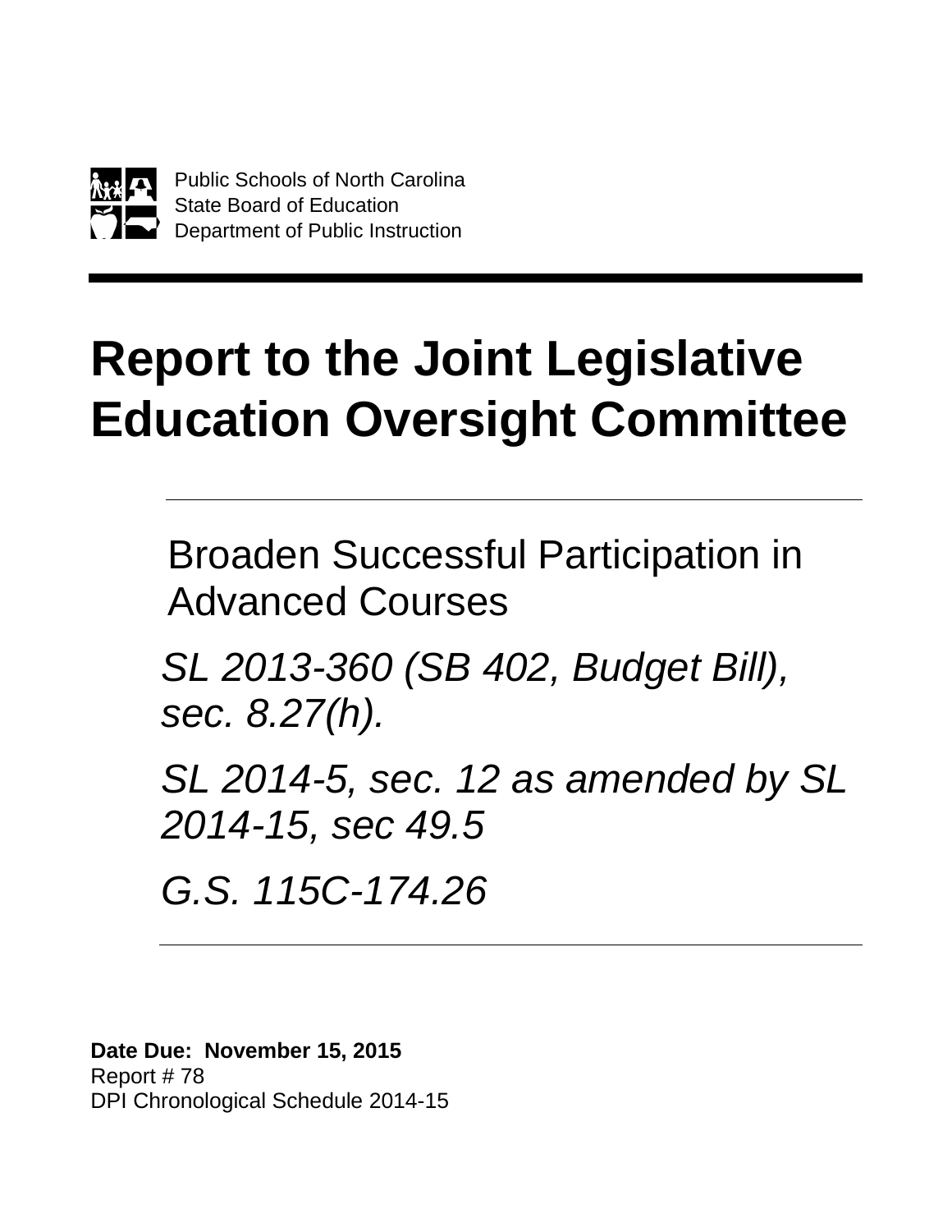Public Schools of North Carolina
State Board of Education
Department of Public Instruction

# Report to the Joint Legislative Education Oversight Committee

## Broaden Successful Participation in Advanced Courses

*SL 2013-360 (SB 402, Budget Bill), sec. 8.27(h).*

*SL 2014-5, sec. 12 as amended by SL 2014-15, sec 49.5*

*G.S. 115C-174.26*

**Date Due: November 15, 2015**
Report # 78
DPI Chronological Schedule 2014-15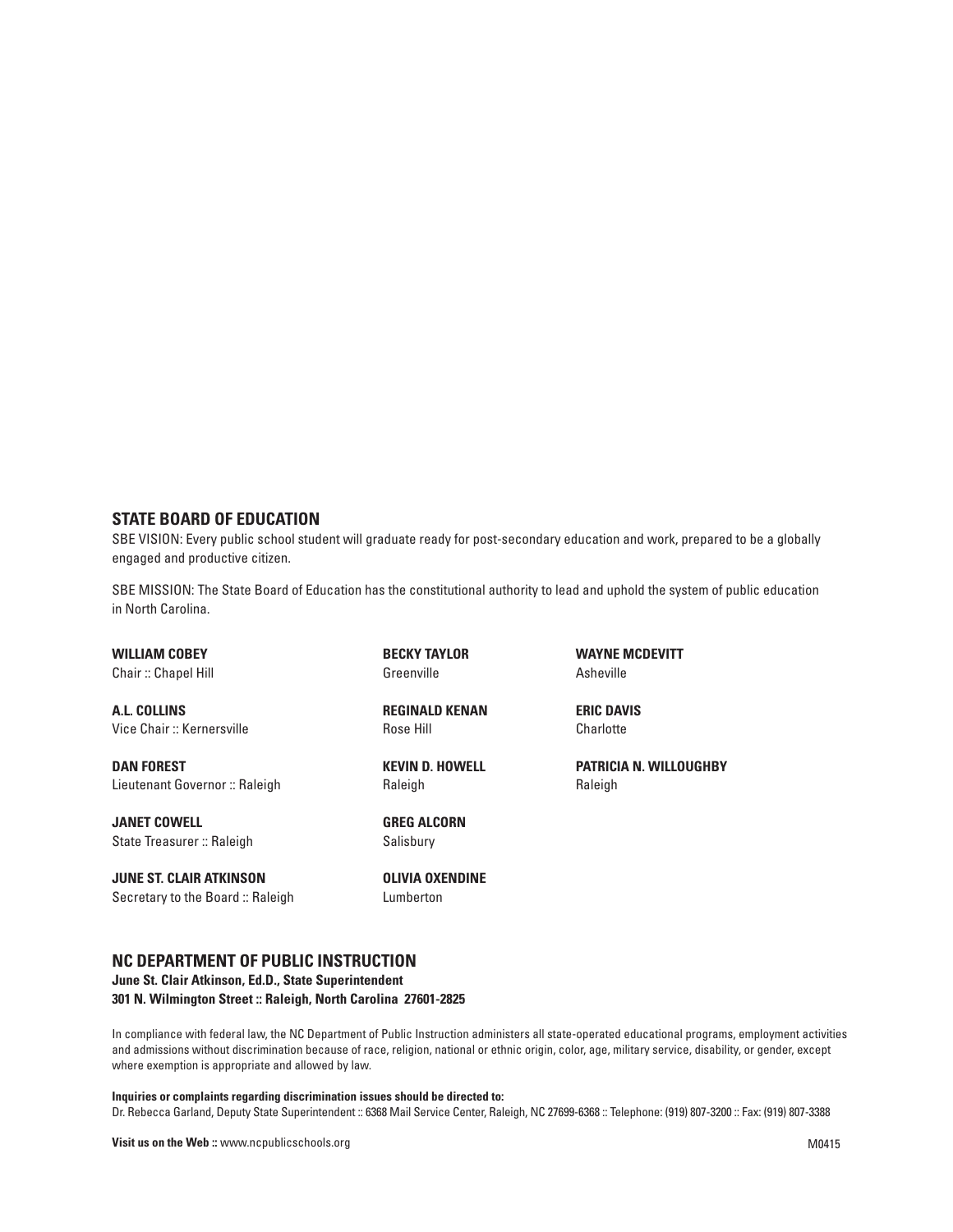## STATE BOARD OF EDUCATION

SBE VISION: Every public school student will graduate ready for post-secondary education and work, prepared to be a globally engaged and productive citizen.

SBE MISSION: The State Board of Education has the constitutional authority to lead and uphold the system of public education in North Carolina.

**WILLIAM COBEY**
Chair :: Chapel Hill

**A.L. COLLINS**
Vice Chair :: Kernersville

**DAN FOREST**
Lieutenant Governor :: Raleigh

**JANET COWELL**
State Treasurer :: Raleigh

**JUNE ST. CLAIR ATKINSON**
Secretary to the Board :: Raleigh

**BECKY TAYLOR**
Greenville

**REGINALD KENAN**
Rose Hill

**KEVIN D. HOWELL**
Raleigh

**GREG ALCORN**
Salisbury

**OLIVIA OXENDINE**
Lumberton

**WAYNE MCDEVITT**
Asheville

**ERIC DAVIS**
Charlotte

**PATRICIA N. WILLOUGHBY**
Raleigh

## NC DEPARTMENT OF PUBLIC INSTRUCTION

**June St. Clair Atkinson, Ed.D., State Superintendent**
**301 N. Wilmington Street :: Raleigh, North Carolina 27601-2825**

In compliance with federal law, the NC Department of Public Instruction administers all state-operated educational programs, employment activities and admissions without discrimination because of race, religion, national or ethnic origin, color, age, military service, disability, or gender, except where exemption is appropriate and allowed by law.

**Inquiries or complaints regarding discrimination issues should be directed to:**
Dr. Rebecca Garland, Deputy State Superintendent :: 6368 Mail Service Center, Raleigh, NC 27699-6368 :: Telephone: (919) 807-3200 :: Fax: (919) 807-3388

**Visit us on the Web ::** www.ncpublicschools.org

M0415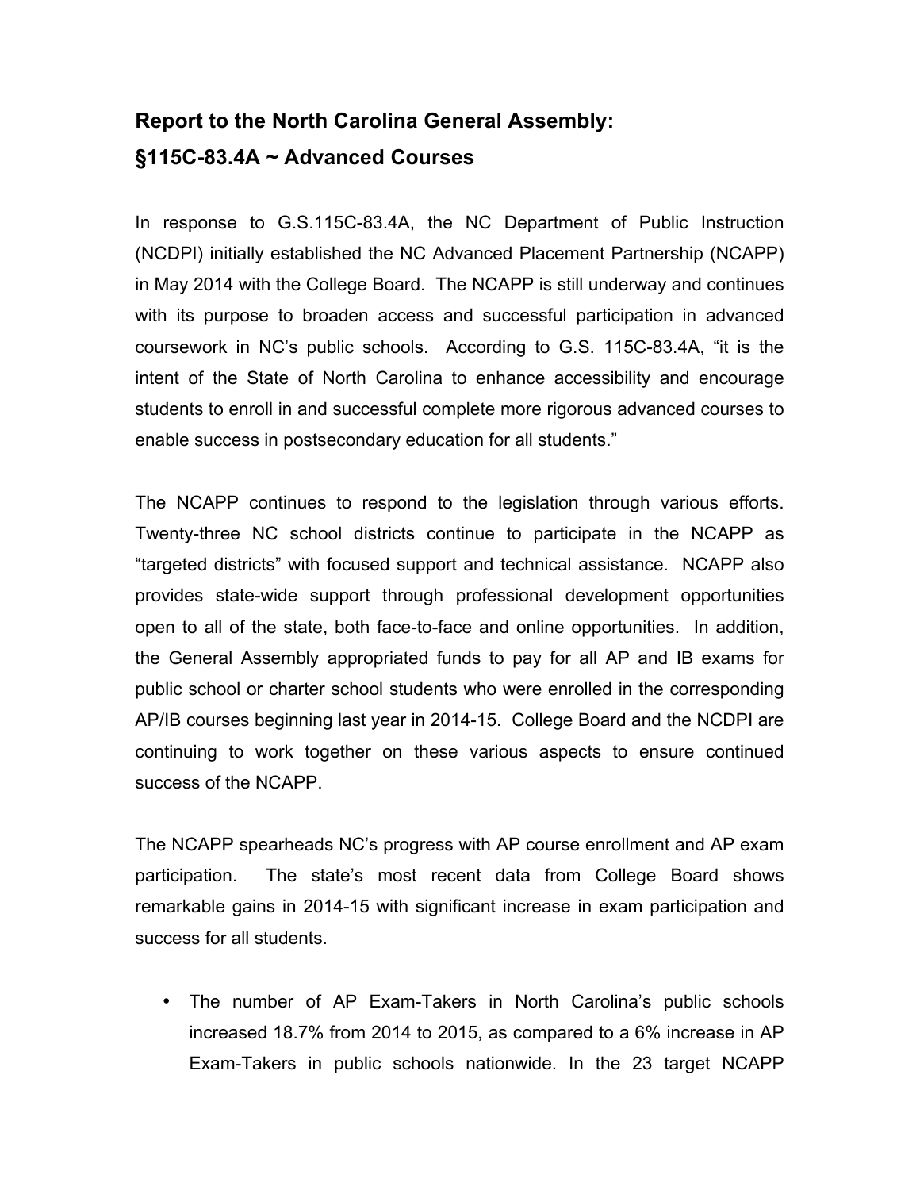## Report to the North Carolina General Assembly:
## §115C-83.4A ~ Advanced Courses

In response to G.S.115C-83.4A, the NC Department of Public Instruction (NCDPI) initially established the NC Advanced Placement Partnership (NCAPP) in May 2014 with the College Board. The NCAPP is still underway and continues with its purpose to broaden access and successful participation in advanced coursework in NC's public schools. According to G.S. 115C-83.4A, "it is the intent of the State of North Carolina to enhance accessibility and encourage students to enroll in and successful complete more rigorous advanced courses to enable success in postsecondary education for all students."

The NCAPP continues to respond to the legislation through various efforts. Twenty-three NC school districts continue to participate in the NCAPP as "targeted districts" with focused support and technical assistance. NCAPP also provides state-wide support through professional development opportunities open to all of the state, both face-to-face and online opportunities. In addition, the General Assembly appropriated funds to pay for all AP and IB exams for public school or charter school students who were enrolled in the corresponding AP/IB courses beginning last year in 2014-15. College Board and the NCDPI are continuing to work together on these various aspects to ensure continued success of the NCAPP.

The NCAPP spearheads NC's progress with AP course enrollment and AP exam participation. The state's most recent data from College Board shows remarkable gains in 2014-15 with significant increase in exam participation and success for all students.

- The number of AP Exam-Takers in North Carolina's public schools increased 18.7% from 2014 to 2015, as compared to a 6% increase in AP Exam-Takers in public schools nationwide. In the 23 target NCAPP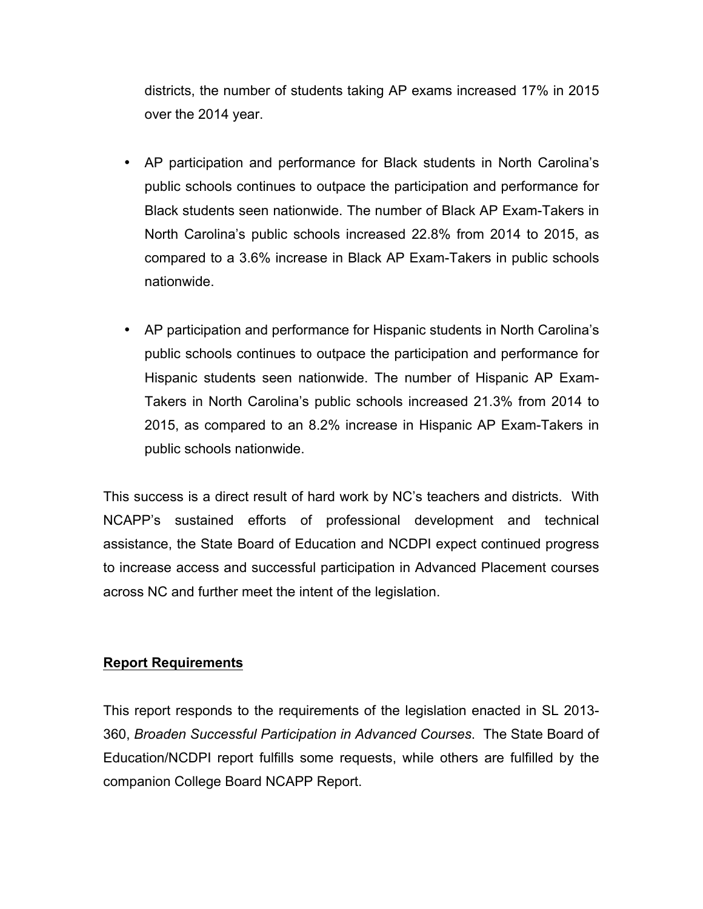districts, the number of students taking AP exams increased 17% in 2015 over the 2014 year.

- AP participation and performance for Black students in North Carolina's public schools continues to outpace the participation and performance for Black students seen nationwide. The number of Black AP Exam-Takers in North Carolina's public schools increased 22.8% from 2014 to 2015, as compared to a 3.6% increase in Black AP Exam-Takers in public schools nationwide.

- AP participation and performance for Hispanic students in North Carolina's public schools continues to outpace the participation and performance for Hispanic students seen nationwide. The number of Hispanic AP Exam-Takers in North Carolina's public schools increased 21.3% from 2014 to 2015, as compared to an 8.2% increase in Hispanic AP Exam-Takers in public schools nationwide.

This success is a direct result of hard work by NC's teachers and districts. With NCAPP's sustained efforts of professional development and technical assistance, the State Board of Education and NCDPI expect continued progress to increase access and successful participation in Advanced Placement courses across NC and further meet the intent of the legislation.

**Report Requirements**

This report responds to the requirements of the legislation enacted in SL 2013-360, *Broaden Successful Participation in Advanced Courses*. The State Board of Education/NCDPI report fulfills some requests, while others are fulfilled by the companion College Board NCAPP Report.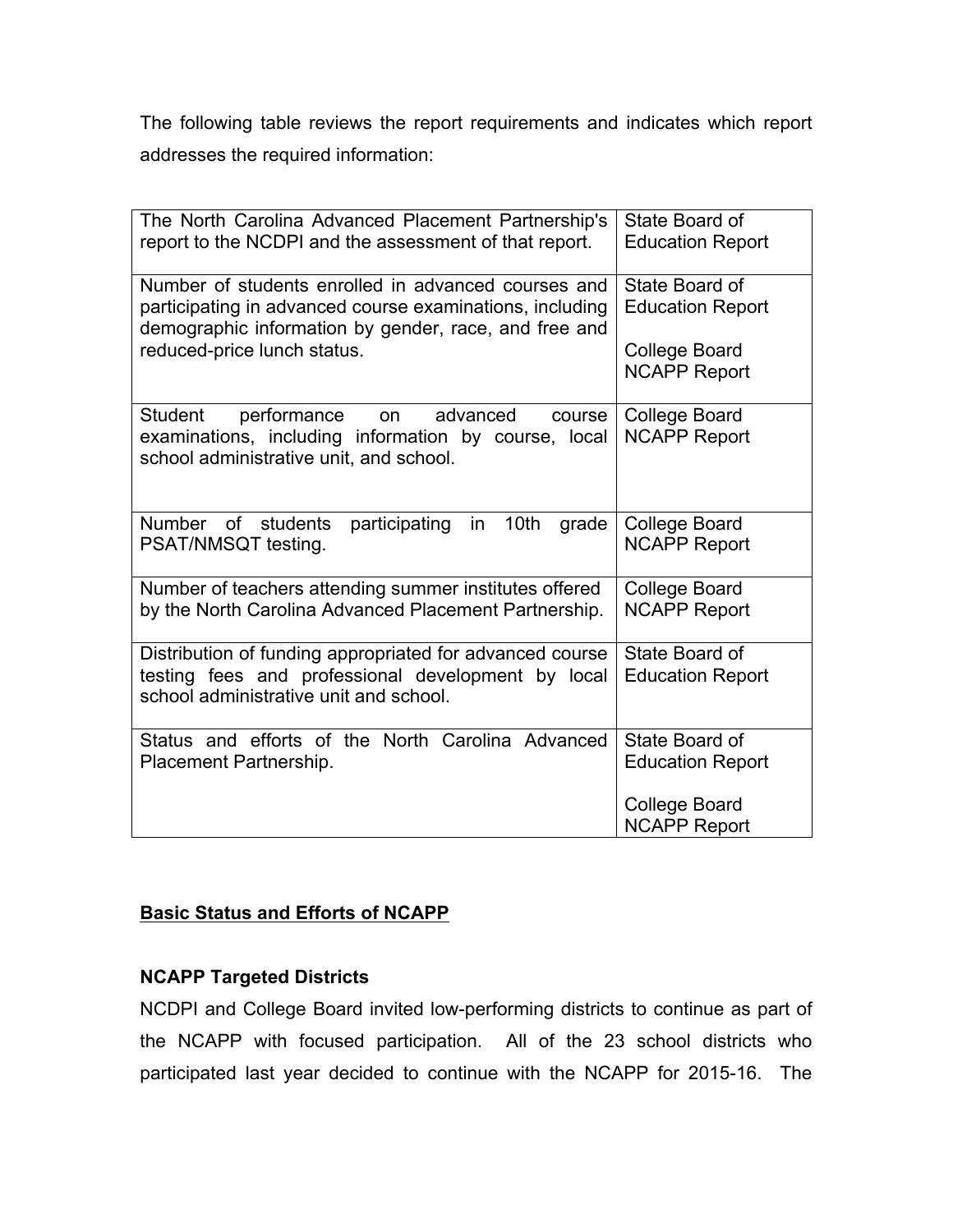The following table reviews the report requirements and indicates which report addresses the required information:

| Requirement | Report |
|---|---|
| The North Carolina Advanced Placement Partnership's report to the NCDPI and the assessment of that report. | State Board of Education Report |
| Number of students enrolled in advanced courses and participating in advanced course examinations, including demographic information by gender, race, and free and reduced-price lunch status. | State Board of Education Report<br><br>College Board NCAPP Report |
| Student performance on advanced course examinations, including information by course, local school administrative unit, and school. | College Board NCAPP Report |
| Number of students participating in 10th grade PSAT/NMSQT testing. | College Board NCAPP Report |
| Number of teachers attending summer institutes offered by the North Carolina Advanced Placement Partnership. | College Board NCAPP Report |
| Distribution of funding appropriated for advanced course testing fees and professional development by local school administrative unit and school. | State Board of Education Report |
| Status and efforts of the North Carolina Advanced Placement Partnership. | State Board of Education Report<br><br>College Board NCAPP Report |

## Basic Status and Efforts of NCAPP

### NCAPP Targeted Districts

NCDPI and College Board invited low-performing districts to continue as part of the NCAPP with focused participation. All of the 23 school districts who participated last year decided to continue with the NCAPP for 2015-16. The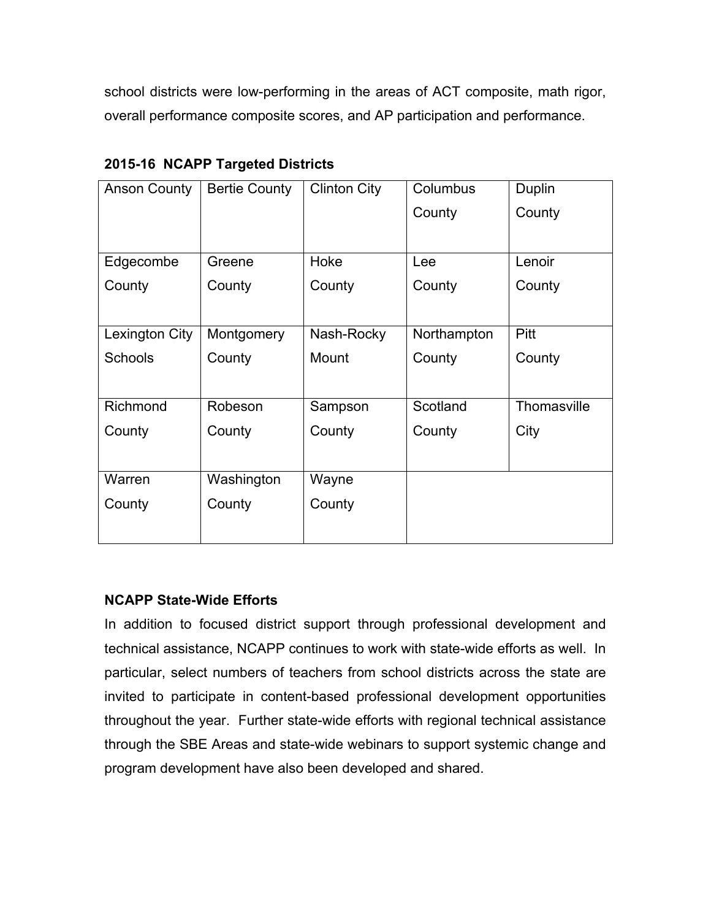school districts were low-performing in the areas of ACT composite, math rigor, overall performance composite scores, and AP participation and performance.

**2015-16 NCAPP Targeted Districts**

| Anson County | Bertie County | Clinton City | Columbus County | Duplin County |
|---|---|---|---|---|
| Edgecombe County | Greene County | Hoke County | Lee County | Lenoir County |
| Lexington City Schools | Montgomery County | Nash-Rocky Mount | Northampton County | Pitt County |
| Richmond County | Robeson County | Sampson County | Scotland County | Thomasville City |
| Warren County | Washington County | Wayne County | | |

**NCAPP State-Wide Efforts**

In addition to focused district support through professional development and technical assistance, NCAPP continues to work with state-wide efforts as well. In particular, select numbers of teachers from school districts across the state are invited to participate in content-based professional development opportunities throughout the year. Further state-wide efforts with regional technical assistance through the SBE Areas and state-wide webinars to support systemic change and program development have also been developed and shared.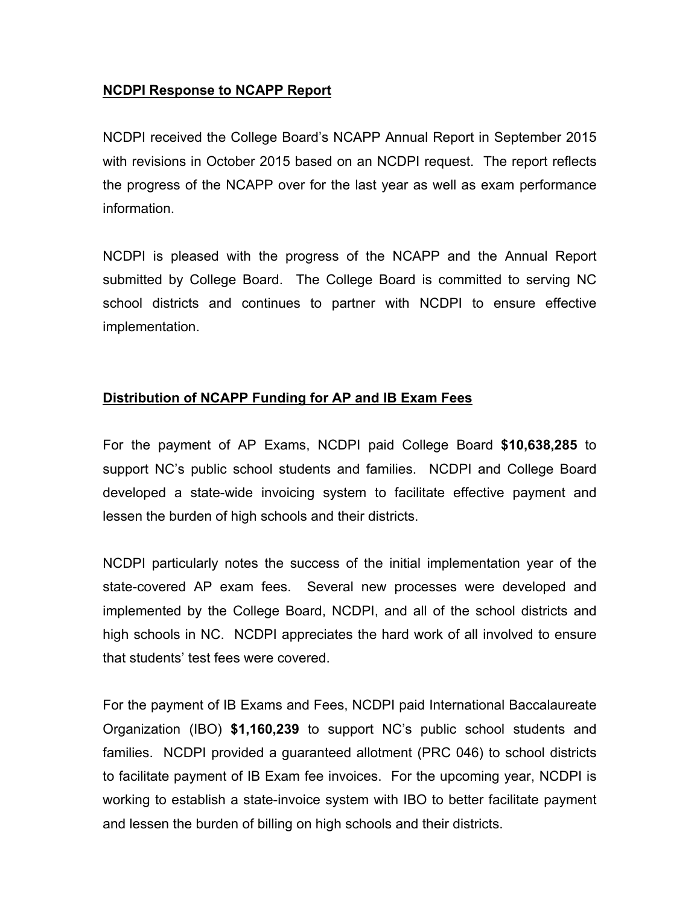**NCDPI Response to NCAPP Report**

NCDPI received the College Board's NCAPP Annual Report in September 2015 with revisions in October 2015 based on an NCDPI request. The report reflects the progress of the NCAPP over for the last year as well as exam performance information.

NCDPI is pleased with the progress of the NCAPP and the Annual Report submitted by College Board. The College Board is committed to serving NC school districts and continues to partner with NCDPI to ensure effective implementation.

**Distribution of NCAPP Funding for AP and IB Exam Fees**

For the payment of AP Exams, NCDPI paid College Board **$10,638,285** to support NC's public school students and families. NCDPI and College Board developed a state-wide invoicing system to facilitate effective payment and lessen the burden of high schools and their districts.

NCDPI particularly notes the success of the initial implementation year of the state-covered AP exam fees. Several new processes were developed and implemented by the College Board, NCDPI, and all of the school districts and high schools in NC. NCDPI appreciates the hard work of all involved to ensure that students' test fees were covered.

For the payment of IB Exams and Fees, NCDPI paid International Baccalaureate Organization (IBO) **$1,160,239** to support NC's public school students and families. NCDPI provided a guaranteed allotment (PRC 046) to school districts to facilitate payment of IB Exam fee invoices. For the upcoming year, NCDPI is working to establish a state-invoice system with IBO to better facilitate payment and lessen the burden of billing on high schools and their districts.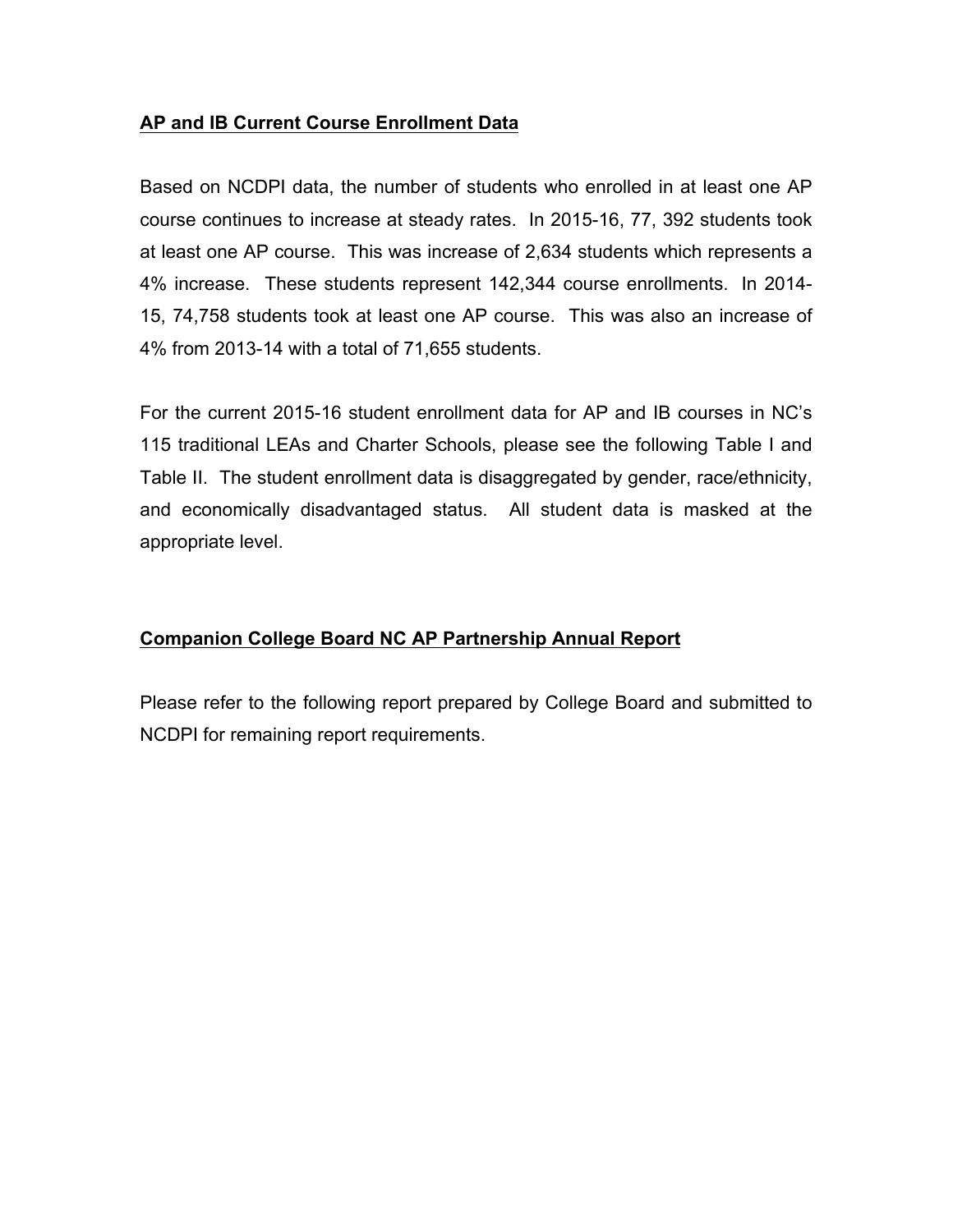## AP and IB Current Course Enrollment Data

Based on NCDPI data, the number of students who enrolled in at least one AP course continues to increase at steady rates. In 2015-16, 77, 392 students took at least one AP course. This was increase of 2,634 students which represents a 4% increase. These students represent 142,344 course enrollments. In 2014-15, 74,758 students took at least one AP course. This was also an increase of 4% from 2013-14 with a total of 71,655 students.

For the current 2015-16 student enrollment data for AP and IB courses in NC's 115 traditional LEAs and Charter Schools, please see the following Table I and Table II. The student enrollment data is disaggregated by gender, race/ethnicity, and economically disadvantaged status. All student data is masked at the appropriate level.

## Companion College Board NC AP Partnership Annual Report

Please refer to the following report prepared by College Board and submitted to NCDPI for remaining report requirements.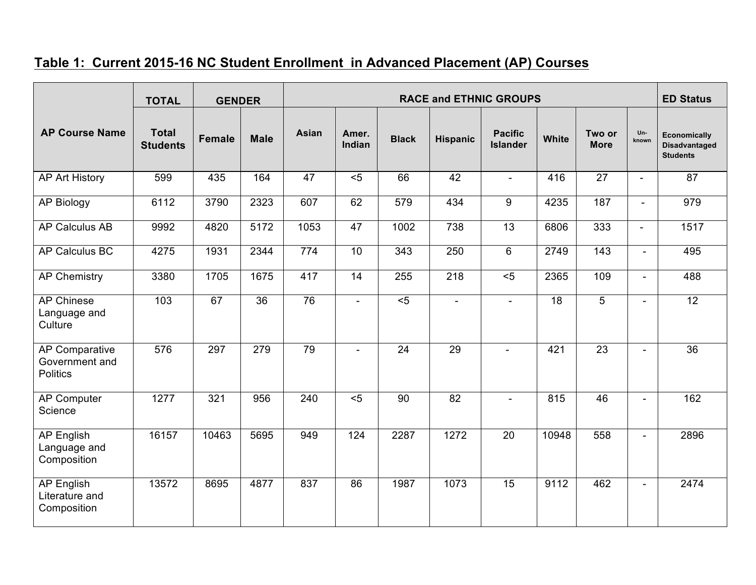## Table 1: Current 2015-16 NC Student Enrollment in Advanced Placement (AP) Courses

| AP Course Name | TOTAL | GENDER | | RACE and ETHNIC GROUPS | | | | | | | | ED Status |
|---|---|---|---|---|---|---|---|---|---|---|---|---|
| | Total Students | Female | Male | Asian | Amer. Indian | Black | Hispanic | Pacific Islander | White | Two or More | Un-known | Economically Disadvantaged Students |
| AP Art History | 599 | 435 | 164 | 47 | <5 | 66 | 42 | - | 416 | 27 | - | 87 |
| AP Biology | 6112 | 3790 | 2323 | 607 | 62 | 579 | 434 | 9 | 4235 | 187 | - | 979 |
| AP Calculus AB | 9992 | 4820 | 5172 | 1053 | 47 | 1002 | 738 | 13 | 6806 | 333 | - | 1517 |
| AP Calculus BC | 4275 | 1931 | 2344 | 774 | 10 | 343 | 250 | 6 | 2749 | 143 | - | 495 |
| AP Chemistry | 3380 | 1705 | 1675 | 417 | 14 | 255 | 218 | <5 | 2365 | 109 | - | 488 |
| AP Chinese Language and Culture | 103 | 67 | 36 | 76 | - | <5 | - | - | 18 | 5 | - | 12 |
| AP Comparative Government and Politics | 576 | 297 | 279 | 79 | - | 24 | 29 | - | 421 | 23 | - | 36 |
| AP Computer Science | 1277 | 321 | 956 | 240 | <5 | 90 | 82 | - | 815 | 46 | - | 162 |
| AP English Language and Composition | 16157 | 10463 | 5695 | 949 | 124 | 2287 | 1272 | 20 | 10948 | 558 | - | 2896 |
| AP English Literature and Composition | 13572 | 8695 | 4877 | 837 | 86 | 1987 | 1073 | 15 | 9112 | 462 | - | 2474 |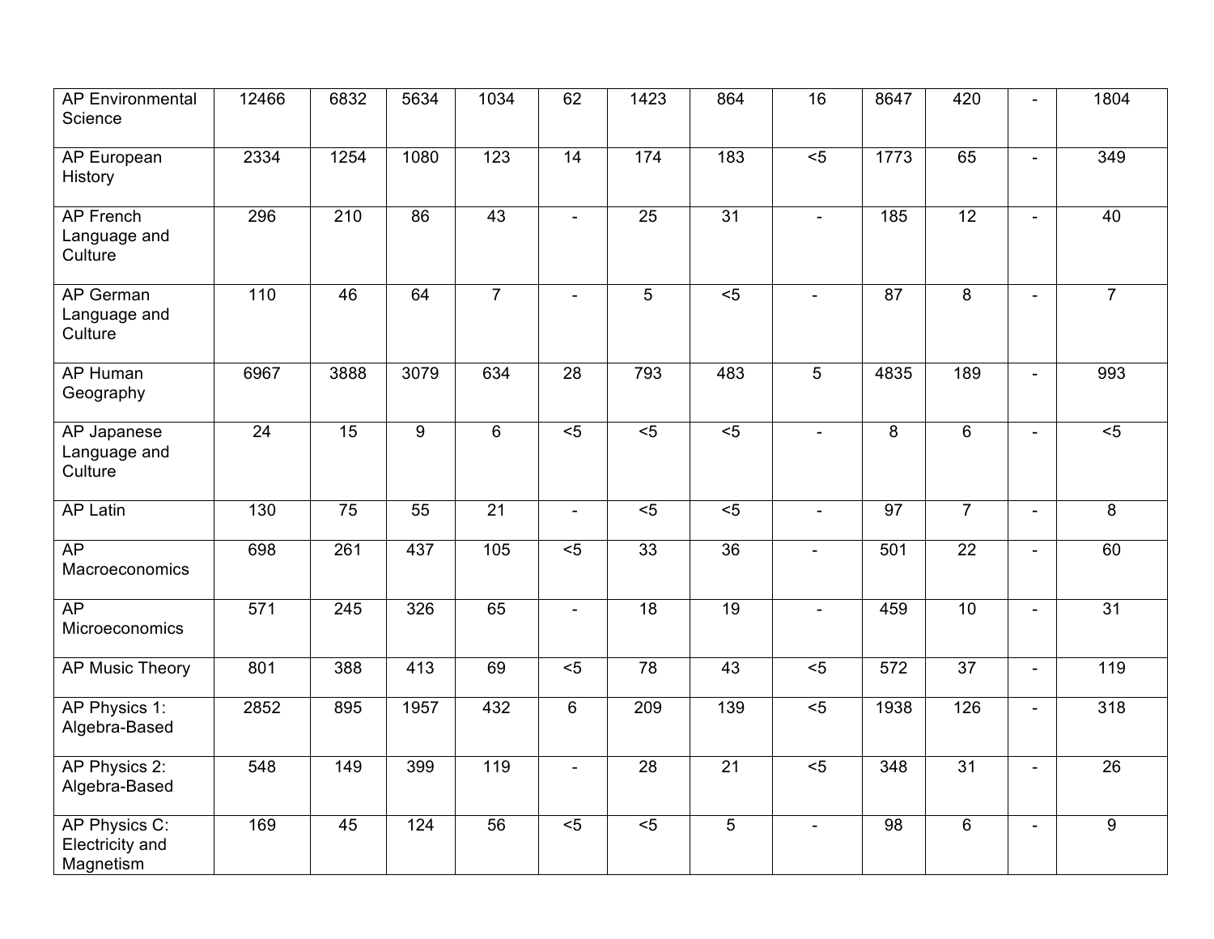| | | | | | | | | | | | |
|---|---|---|---|---|---|---|---|---|---|---|---|
| AP Environmental Science | 12466 | 6832 | 5634 | 1034 | 62 | 1423 | 864 | 16 | 8647 | 420 | - | 1804 |
| AP European History | 2334 | 1254 | 1080 | 123 | 14 | 174 | 183 | <5 | 1773 | 65 | - | 349 |
| AP French Language and Culture | 296 | 210 | 86 | 43 | - | 25 | 31 | - | 185 | 12 | - | 40 |
| AP German Language and Culture | 110 | 46 | 64 | 7 | - | 5 | <5 | - | 87 | 8 | - | 7 |
| AP Human Geography | 6967 | 3888 | 3079 | 634 | 28 | 793 | 483 | 5 | 4835 | 189 | - | 993 |
| AP Japanese Language and Culture | 24 | 15 | 9 | 6 | <5 | <5 | <5 | - | 8 | 6 | - | <5 |
| AP Latin | 130 | 75 | 55 | 21 | - | <5 | <5 | - | 97 | 7 | - | 8 |
| AP Macroeconomics | 698 | 261 | 437 | 105 | <5 | 33 | 36 | - | 501 | 22 | - | 60 |
| AP Microeconomics | 571 | 245 | 326 | 65 | - | 18 | 19 | - | 459 | 10 | - | 31 |
| AP Music Theory | 801 | 388 | 413 | 69 | <5 | 78 | 43 | <5 | 572 | 37 | - | 119 |
| AP Physics 1: Algebra-Based | 2852 | 895 | 1957 | 432 | 6 | 209 | 139 | <5 | 1938 | 126 | - | 318 |
| AP Physics 2: Algebra-Based | 548 | 149 | 399 | 119 | - | 28 | 21 | <5 | 348 | 31 | - | 26 |
| AP Physics C: Electricity and Magnetism | 169 | 45 | 124 | 56 | <5 | <5 | 5 | - | 98 | 6 | - | 9 |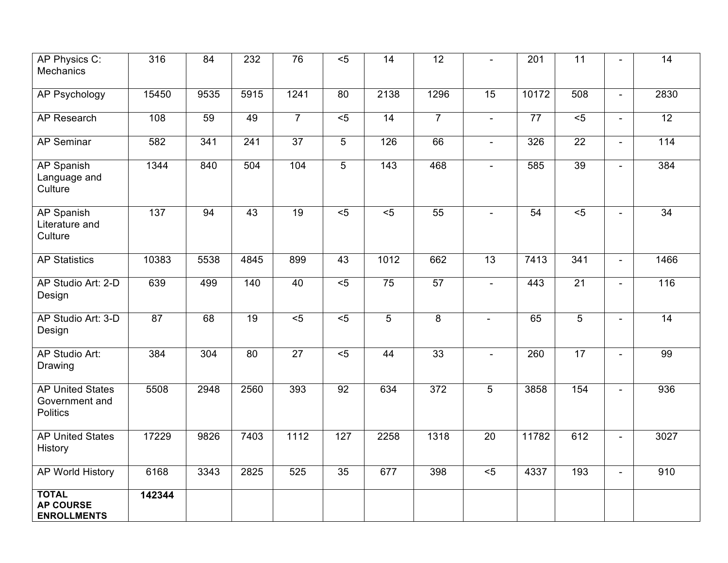| | | | | | | | | | | | |
|---|---|---|---|---|---|---|---|---|---|---|---|
| AP Physics C: Mechanics | 316 | 84 | 232 | 76 | <5 | 14 | 12 | - | 201 | 11 | - | 14 |
| AP Psychology | 15450 | 9535 | 5915 | 1241 | 80 | 2138 | 1296 | 15 | 10172 | 508 | - | 2830 |
| AP Research | 108 | 59 | 49 | 7 | <5 | 14 | 7 | - | 77 | <5 | - | 12 |
| AP Seminar | 582 | 341 | 241 | 37 | 5 | 126 | 66 | - | 326 | 22 | - | 114 |
| AP Spanish Language and Culture | 1344 | 840 | 504 | 104 | 5 | 143 | 468 | - | 585 | 39 | - | 384 |
| AP Spanish Literature and Culture | 137 | 94 | 43 | 19 | <5 | <5 | 55 | - | 54 | <5 | - | 34 |
| AP Statistics | 10383 | 5538 | 4845 | 899 | 43 | 1012 | 662 | 13 | 7413 | 341 | - | 1466 |
| AP Studio Art: 2-D Design | 639 | 499 | 140 | 40 | <5 | 75 | 57 | - | 443 | 21 | - | 116 |
| AP Studio Art: 3-D Design | 87 | 68 | 19 | <5 | <5 | 5 | 8 | - | 65 | 5 | - | 14 |
| AP Studio Art: Drawing | 384 | 304 | 80 | 27 | <5 | 44 | 33 | - | 260 | 17 | - | 99 |
| AP United States Government and Politics | 5508 | 2948 | 2560 | 393 | 92 | 634 | 372 | 5 | 3858 | 154 | - | 936 |
| AP United States History | 17229 | 9826 | 7403 | 1112 | 127 | 2258 | 1318 | 20 | 11782 | 612 | - | 3027 |
| AP World History | 6168 | 3343 | 2825 | 525 | 35 | 677 | 398 | <5 | 4337 | 193 | - | 910 |
| **TOTAL AP COURSE ENROLLMENTS** | **142344** | | | | | | | | | | | |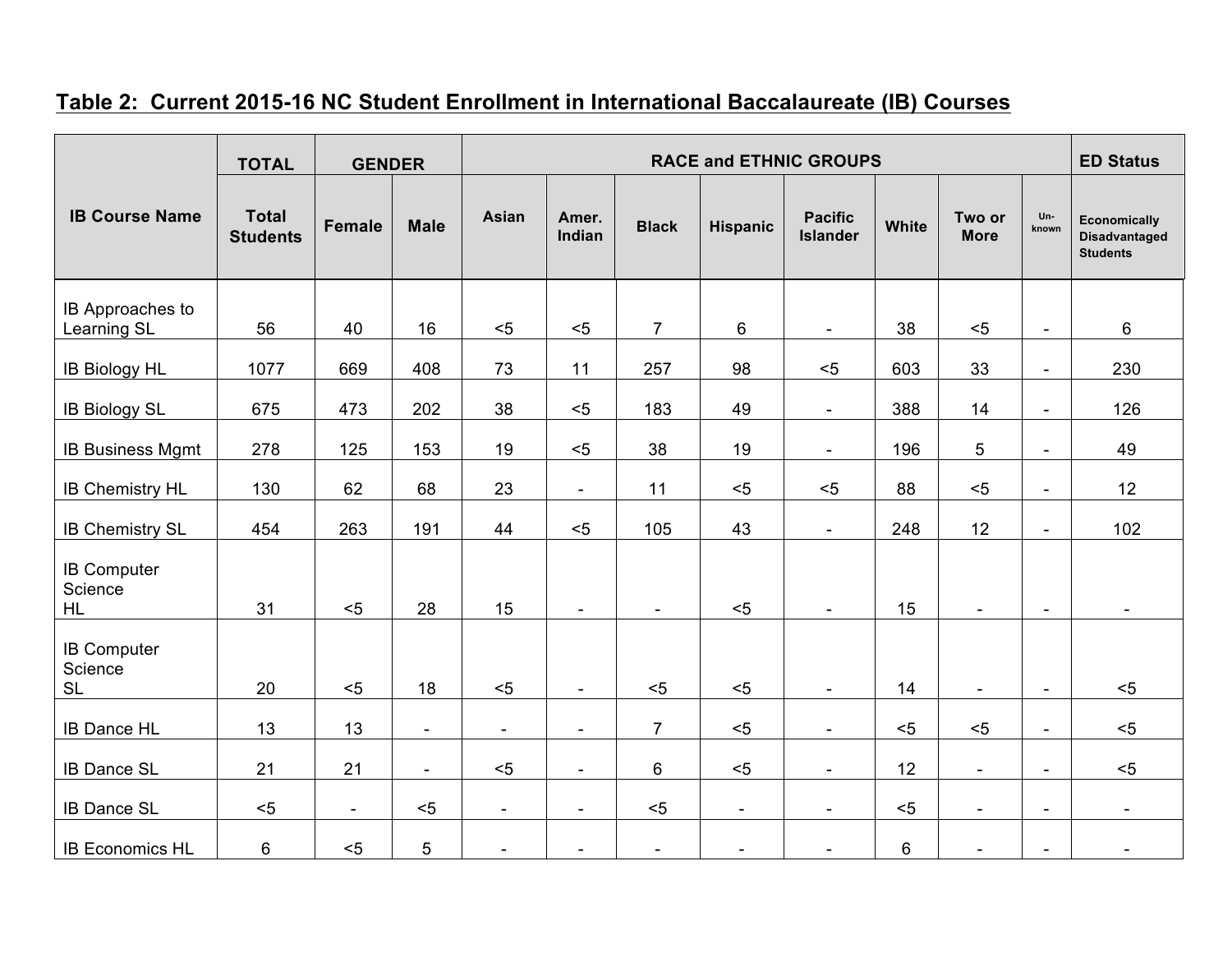## Table 2: Current 2015-16 NC Student Enrollment in International Baccalaureate (IB) Courses

| IB Course Name | TOTAL | GENDER | | RACE and ETHNIC GROUPS | | | | | | | | ED Status |
|---|---|---|---|---|---|---|---|---|---|---|---|---|
| | Total Students | Female | Male | Asian | Amer. Indian | Black | Hispanic | Pacific Islander | White | Two or More | Un-known | Economically Disadvantaged Students |
| IB Approaches to Learning SL | 56 | 40 | 16 | <5 | <5 | 7 | 6 | - | 38 | <5 | - | 6 |
| IB Biology HL | 1077 | 669 | 408 | 73 | 11 | 257 | 98 | <5 | 603 | 33 | - | 230 |
| IB Biology SL | 675 | 473 | 202 | 38 | <5 | 183 | 49 | - | 388 | 14 | - | 126 |
| IB Business Mgmt | 278 | 125 | 153 | 19 | <5 | 38 | 19 | - | 196 | 5 | - | 49 |
| IB Chemistry HL | 130 | 62 | 68 | 23 | - | 11 | <5 | <5 | 88 | <5 | - | 12 |
| IB Chemistry SL | 454 | 263 | 191 | 44 | <5 | 105 | 43 | - | 248 | 12 | - | 102 |
| IB Computer Science HL | 31 | <5 | 28 | 15 | - | - | <5 | - | 15 | - | - | - |
| IB Computer Science SL | 20 | <5 | 18 | <5 | - | <5 | <5 | - | 14 | - | - | <5 |
| IB Dance HL | 13 | 13 | - | - | - | 7 | <5 | - | <5 | <5 | - | <5 |
| IB Dance SL | 21 | 21 | - | <5 | - | 6 | <5 | - | 12 | - | - | <5 |
| IB Dance SL | <5 | - | <5 | - | - | <5 | - | - | <5 | - | - | - |
| IB Economics HL | 6 | <5 | 5 | - | - | - | - | - | 6 | - | - | - |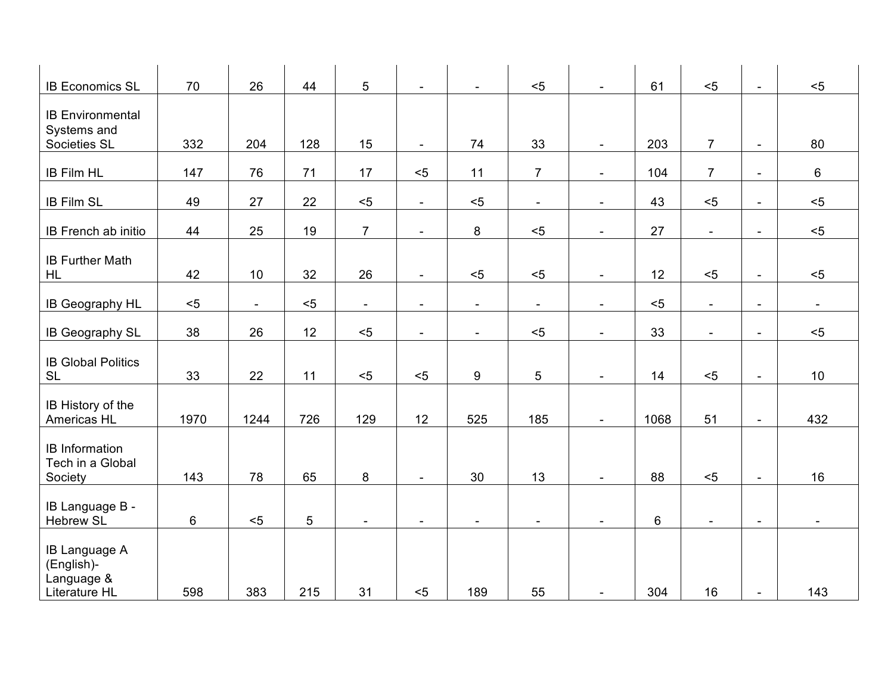| | | | | | | | | | | | | |
|---|---|---|---|---|---|---|---|---|---|---|---|---|
| IB Economics SL | 70 | 26 | 44 | 5 | - | - | <5 | - | 61 | <5 | - | <5 |
| IB Environmental Systems and Societies SL | 332 | 204 | 128 | 15 | - | 74 | 33 | - | 203 | 7 | - | 80 |
| IB Film HL | 147 | 76 | 71 | 17 | <5 | 11 | 7 | - | 104 | 7 | - | 6 |
| IB Film SL | 49 | 27 | 22 | <5 | - | <5 | - | - | 43 | <5 | - | <5 |
| IB French ab initio | 44 | 25 | 19 | 7 | - | 8 | <5 | - | 27 | - | - | <5 |
| IB Further Math HL | 42 | 10 | 32 | 26 | - | <5 | <5 | - | 12 | <5 | - | <5 |
| IB Geography HL | <5 | - | <5 | - | - | - | - | - | <5 | - | - | - |
| IB Geography SL | 38 | 26 | 12 | <5 | - | - | <5 | - | 33 | - | - | <5 |
| IB Global Politics SL | 33 | 22 | 11 | <5 | <5 | 9 | 5 | - | 14 | <5 | - | 10 |
| IB History of the Americas HL | 1970 | 1244 | 726 | 129 | 12 | 525 | 185 | - | 1068 | 51 | - | 432 |
| IB Information Tech in a Global Society | 143 | 78 | 65 | 8 | - | 30 | 13 | - | 88 | <5 | - | 16 |
| IB Language B - Hebrew SL | 6 | <5 | 5 | - | - | - | - | - | 6 | - | - | - |
| IB Language A (English)- Language & Literature HL | 598 | 383 | 215 | 31 | <5 | 189 | 55 | - | 304 | 16 | - | 143 |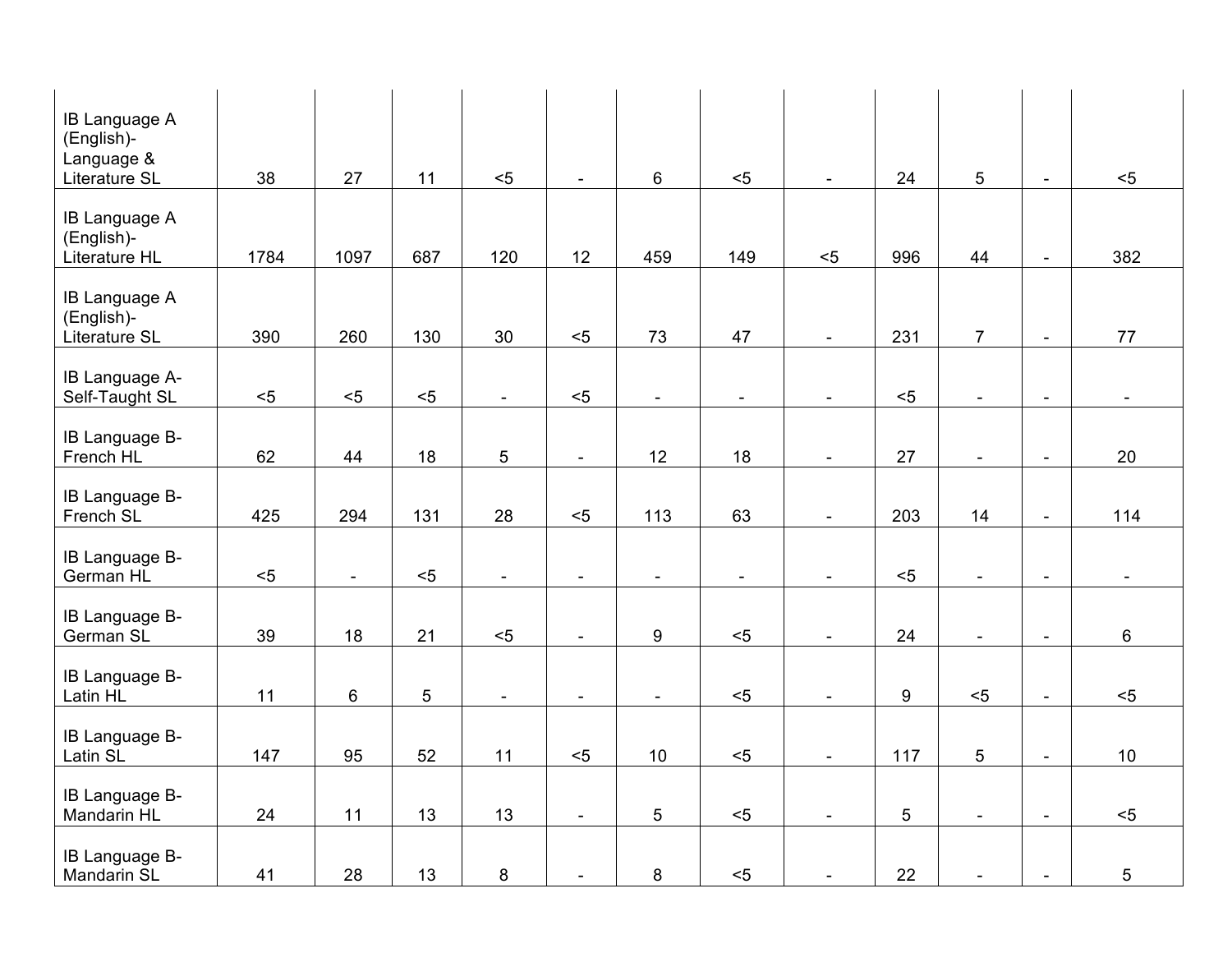| | | | | | | | | | | | | |
|---|---|---|---|---|---|---|---|---|---|---|---|---|
| IB Language A (English)- Language & Literature SL | 38 | 27 | 11 | <5 | - | 6 | <5 | - | 24 | 5 | - | <5 |
| IB Language A (English)- Literature HL | 1784 | 1097 | 687 | 120 | 12 | 459 | 149 | <5 | 996 | 44 | - | 382 |
| IB Language A (English)- Literature SL | 390 | 260 | 130 | 30 | <5 | 73 | 47 | - | 231 | 7 | - | 77 |
| IB Language A- Self-Taught SL | <5 | <5 | <5 | - | <5 | - | - | - | <5 | - | - | - |
| IB Language B- French HL | 62 | 44 | 18 | 5 | - | 12 | 18 | - | 27 | - | - | 20 |
| IB Language B- French SL | 425 | 294 | 131 | 28 | <5 | 113 | 63 | - | 203 | 14 | - | 114 |
| IB Language B- German HL | <5 | - | <5 | - | - | - | - | - | <5 | - | - | - |
| IB Language B- German SL | 39 | 18 | 21 | <5 | - | 9 | <5 | - | 24 | - | - | 6 |
| IB Language B- Latin HL | 11 | 6 | 5 | - | - | - | <5 | - | 9 | <5 | - | <5 |
| IB Language B- Latin SL | 147 | 95 | 52 | 11 | <5 | 10 | <5 | - | 117 | 5 | - | 10 |
| IB Language B- Mandarin HL | 24 | 11 | 13 | 13 | - | 5 | <5 | - | 5 | - | - | <5 |
| IB Language B- Mandarin SL | 41 | 28 | 13 | 8 | - | 8 | <5 | - | 22 | - | - | 5 |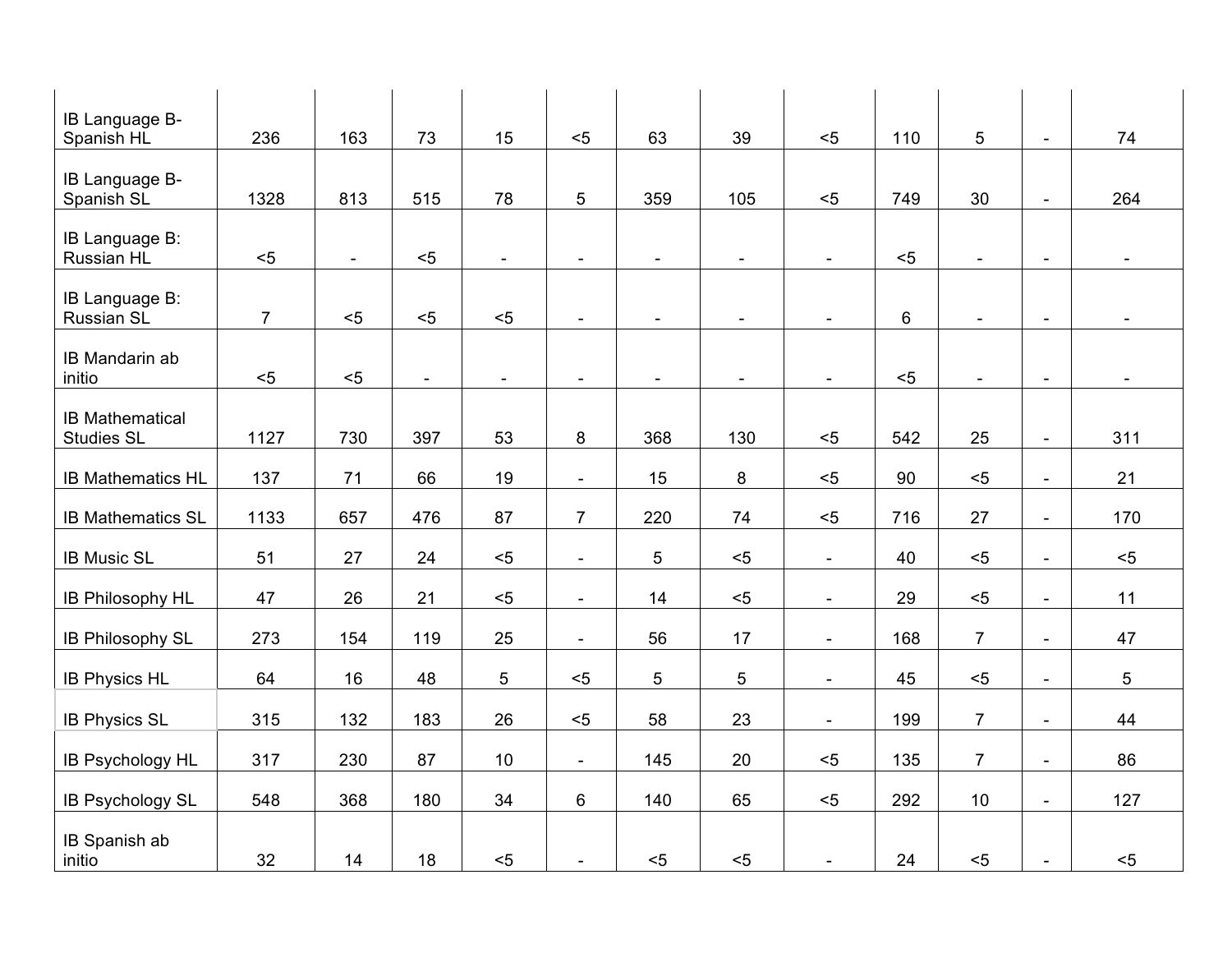| | | | | | | | | | | | |
|---|---|---|---|---|---|---|---|---|---|---|---|
| IB Language B-Spanish HL | 236 | 163 | 73 | 15 | <5 | 63 | 39 | <5 | 110 | 5 | - | 74 |
| IB Language B-Spanish SL | 1328 | 813 | 515 | 78 | 5 | 359 | 105 | <5 | 749 | 30 | - | 264 |
| IB Language B: Russian HL | <5 | - | <5 | - | - | - | - | - | <5 | - | - | - |
| IB Language B: Russian SL | 7 | <5 | <5 | <5 | - | - | - | - | 6 | - | - | - |
| IB Mandarin ab initio | <5 | <5 | - | - | - | - | - | - | <5 | - | - | - |
| IB Mathematical Studies SL | 1127 | 730 | 397 | 53 | 8 | 368 | 130 | <5 | 542 | 25 | - | 311 |
| IB Mathematics HL | 137 | 71 | 66 | 19 | - | 15 | 8 | <5 | 90 | <5 | - | 21 |
| IB Mathematics SL | 1133 | 657 | 476 | 87 | 7 | 220 | 74 | <5 | 716 | 27 | - | 170 |
| IB Music SL | 51 | 27 | 24 | <5 | - | 5 | <5 | - | 40 | <5 | - | <5 |
| IB Philosophy HL | 47 | 26 | 21 | <5 | - | 14 | <5 | - | 29 | <5 | - | 11 |
| IB Philosophy SL | 273 | 154 | 119 | 25 | - | 56 | 17 | - | 168 | 7 | - | 47 |
| IB Physics HL | 64 | 16 | 48 | 5 | <5 | 5 | 5 | - | 45 | <5 | - | 5 |
| IB Physics SL | 315 | 132 | 183 | 26 | <5 | 58 | 23 | - | 199 | 7 | - | 44 |
| IB Psychology HL | 317 | 230 | 87 | 10 | - | 145 | 20 | <5 | 135 | 7 | - | 86 |
| IB Psychology SL | 548 | 368 | 180 | 34 | 6 | 140 | 65 | <5 | 292 | 10 | - | 127 |
| IB Spanish ab initio | 32 | 14 | 18 | <5 | - | <5 | <5 | - | 24 | <5 | - | <5 |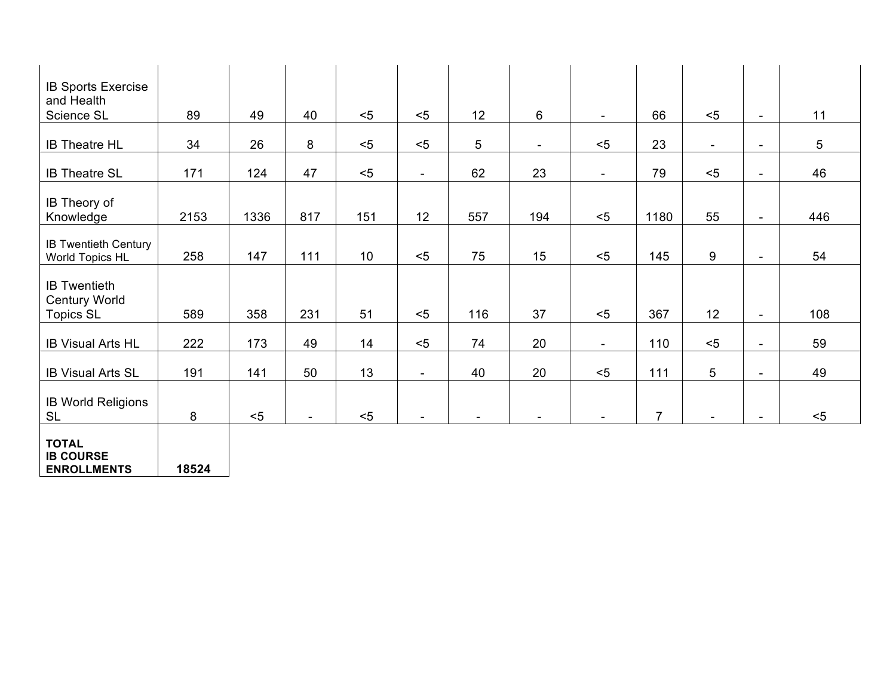| | | | | | | | | | | | | |
|---|---|---|---|---|---|---|---|---|---|---|---|---|
| IB Sports Exercise and Health Science SL | 89 | 49 | 40 | <5 | <5 | 12 | 6 | - | 66 | <5 | - | 11 |
| IB Theatre HL | 34 | 26 | 8 | <5 | <5 | 5 | - | <5 | 23 | - | - | 5 |
| IB Theatre SL | 171 | 124 | 47 | <5 | - | 62 | 23 | - | 79 | <5 | - | 46 |
| IB Theory of Knowledge | 2153 | 1336 | 817 | 151 | 12 | 557 | 194 | <5 | 1180 | 55 | - | 446 |
| IB Twentieth Century World Topics HL | 258 | 147 | 111 | 10 | <5 | 75 | 15 | <5 | 145 | 9 | - | 54 |
| IB Twentieth Century World Topics SL | 589 | 358 | 231 | 51 | <5 | 116 | 37 | <5 | 367 | 12 | - | 108 |
| IB Visual Arts HL | 222 | 173 | 49 | 14 | <5 | 74 | 20 | - | 110 | <5 | - | 59 |
| IB Visual Arts SL | 191 | 141 | 50 | 13 | - | 40 | 20 | <5 | 111 | 5 | - | 49 |
| IB World Religions SL | 8 | <5 | - | <5 | - | - | - | - | 7 | - | - | <5 |
| **TOTAL IB COURSE ENROLLMENTS** | **18524** | | | | | | | | | | | |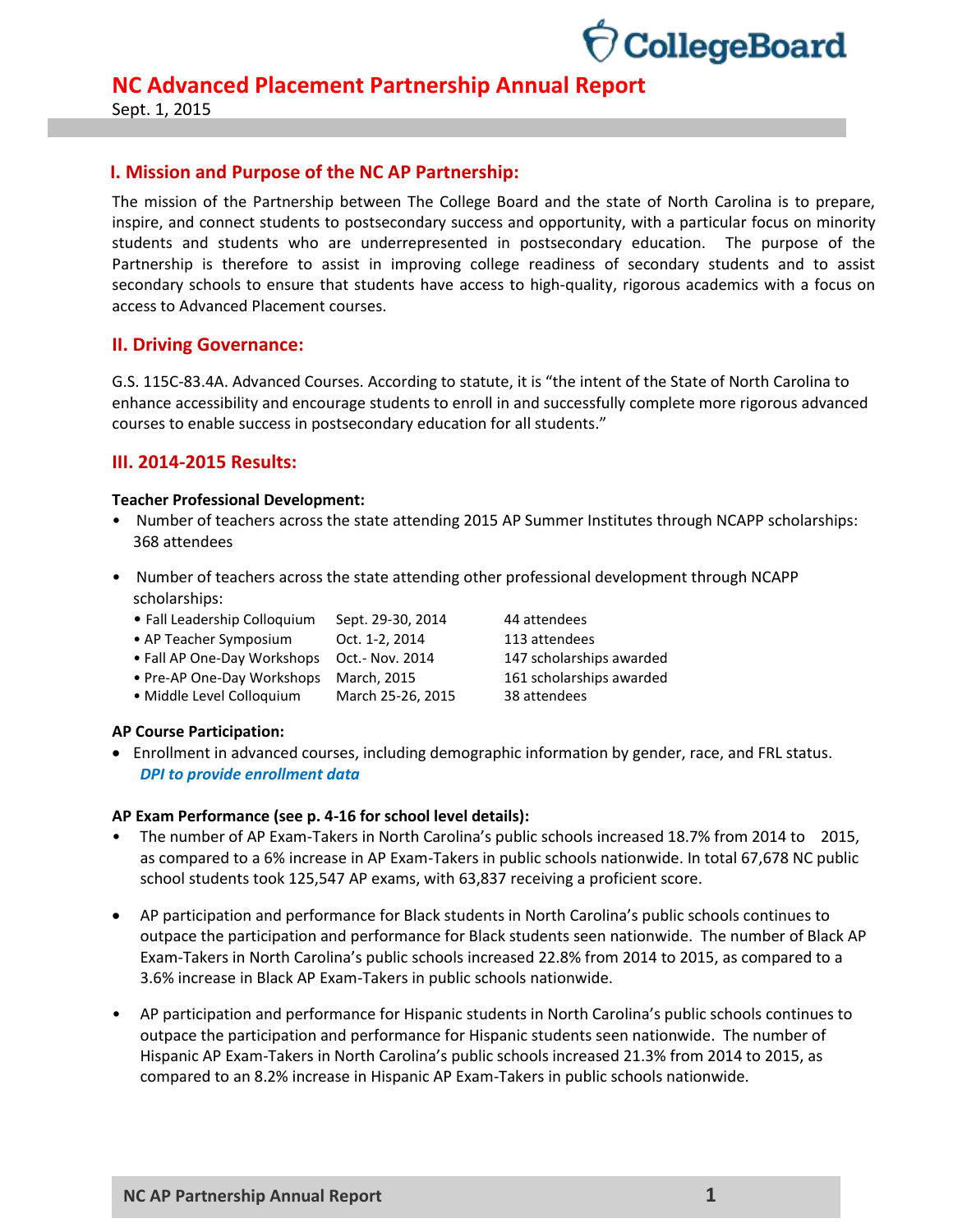# NC Advanced Placement Partnership Annual Report

Sept. 1, 2015

## I. Mission and Purpose of the NC AP Partnership:

The mission of the Partnership between The College Board and the state of North Carolina is to prepare, inspire, and connect students to postsecondary success and opportunity, with a particular focus on minority students and students who are underrepresented in postsecondary education. The purpose of the Partnership is therefore to assist in improving college readiness of secondary students and to assist secondary schools to ensure that students have access to high-quality, rigorous academics with a focus on access to Advanced Placement courses.

## II. Driving Governance:

G.S. 115C-83.4A. Advanced Courses. According to statute, it is "the intent of the State of North Carolina to enhance accessibility and encourage students to enroll in and successfully complete more rigorous advanced courses to enable success in postsecondary education for all students."

## III. 2014-2015 Results:

**Teacher Professional Development:**

- Number of teachers across the state attending 2015 AP Summer Institutes through NCAPP scholarships: 368 attendees
- Number of teachers across the state attending other professional development through NCAPP scholarships:

| | | |
|---|---|---|
| • Fall Leadership Colloquium | Sept. 29-30, 2014 | 44 attendees |
| • AP Teacher Symposium | Oct. 1-2, 2014 | 113 attendees |
| • Fall AP One-Day Workshops | Oct.- Nov. 2014 | 147 scholarships awarded |
| • Pre-AP One-Day Workshops | March, 2015 | 161 scholarships awarded |
| • Middle Level Colloquium | March 25-26, 2015 | 38 attendees |

**AP Course Participation:**

- Enrollment in advanced courses, including demographic information by gender, race, and FRL status. ***DPI to provide enrollment data***

**AP Exam Performance (see p. 4-16 for school level details):**

- The number of AP Exam-Takers in North Carolina's public schools increased 18.7% from 2014 to 2015, as compared to a 6% increase in AP Exam-Takers in public schools nationwide. In total 67,678 NC public school students took 125,547 AP exams, with 63,837 receiving a proficient score.
- AP participation and performance for Black students in North Carolina's public schools continues to outpace the participation and performance for Black students seen nationwide. The number of Black AP Exam-Takers in North Carolina's public schools increased 22.8% from 2014 to 2015, as compared to a 3.6% increase in Black AP Exam-Takers in public schools nationwide.
- AP participation and performance for Hispanic students in North Carolina's public schools continues to outpace the participation and performance for Hispanic students seen nationwide. The number of Hispanic AP Exam-Takers in North Carolina's public schools increased 21.3% from 2014 to 2015, as compared to an 8.2% increase in Hispanic AP Exam-Takers in public schools nationwide.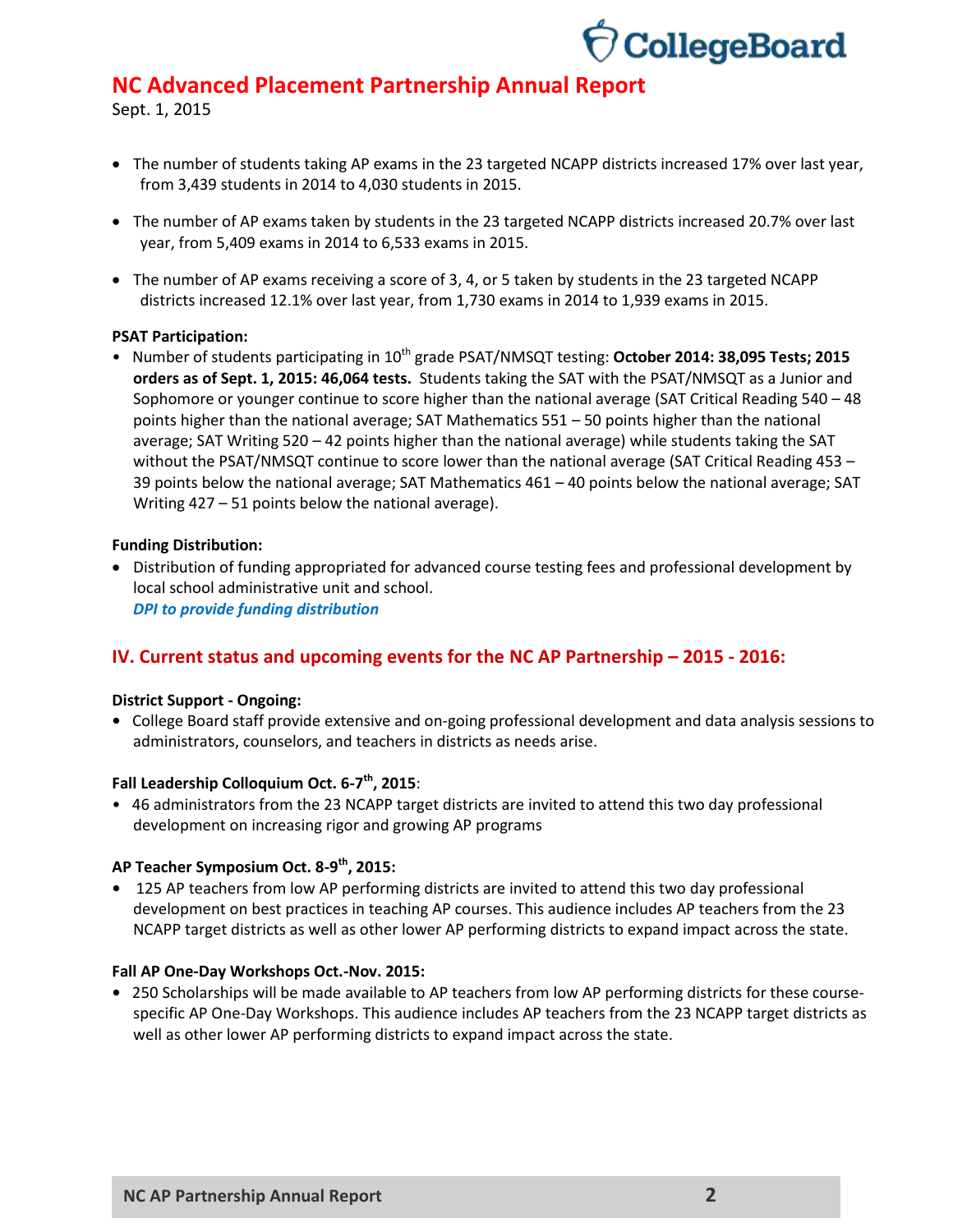# NC Advanced Placement Partnership Annual Report

Sept. 1, 2015

- The number of students taking AP exams in the 23 targeted NCAPP districts increased 17% over last year, from 3,439 students in 2014 to 4,030 students in 2015.
- The number of AP exams taken by students in the 23 targeted NCAPP districts increased 20.7% over last year, from 5,409 exams in 2014 to 6,533 exams in 2015.
- The number of AP exams receiving a score of 3, 4, or 5 taken by students in the 23 targeted NCAPP districts increased 12.1% over last year, from 1,730 exams in 2014 to 1,939 exams in 2015.

**PSAT Participation:**

- Number of students participating in 10th grade PSAT/NMSQT testing: **October 2014: 38,095 Tests; 2015 orders as of Sept. 1, 2015: 46,064 tests.** Students taking the SAT with the PSAT/NMSQT as a Junior and Sophomore or younger continue to score higher than the national average (SAT Critical Reading 540 – 48 points higher than the national average; SAT Mathematics 551 – 50 points higher than the national average; SAT Writing 520 – 42 points higher than the national average) while students taking the SAT without the PSAT/NMSQT continue to score lower than the national average (SAT Critical Reading 453 – 39 points below the national average; SAT Mathematics 461 – 40 points below the national average; SAT Writing 427 – 51 points below the national average).

**Funding Distribution:**

- Distribution of funding appropriated for advanced course testing fees and professional development by local school administrative unit and school.
  ***DPI to provide funding distribution***

## IV. Current status and upcoming events for the NC AP Partnership – 2015 - 2016:

**District Support - Ongoing:**

- College Board staff provide extensive and on-going professional development and data analysis sessions to administrators, counselors, and teachers in districts as needs arise.

**Fall Leadership Colloquium Oct. 6-7th, 2015**:

- 46 administrators from the 23 NCAPP target districts are invited to attend this two day professional development on increasing rigor and growing AP programs

**AP Teacher Symposium Oct. 8-9th, 2015:**

- 125 AP teachers from low AP performing districts are invited to attend this two day professional development on best practices in teaching AP courses. This audience includes AP teachers from the 23 NCAPP target districts as well as other lower AP performing districts to expand impact across the state.

**Fall AP One-Day Workshops Oct.-Nov. 2015:**

- 250 Scholarships will be made available to AP teachers from low AP performing districts for these course-specific AP One-Day Workshops. This audience includes AP teachers from the 23 NCAPP target districts as well as other lower AP performing districts to expand impact across the state.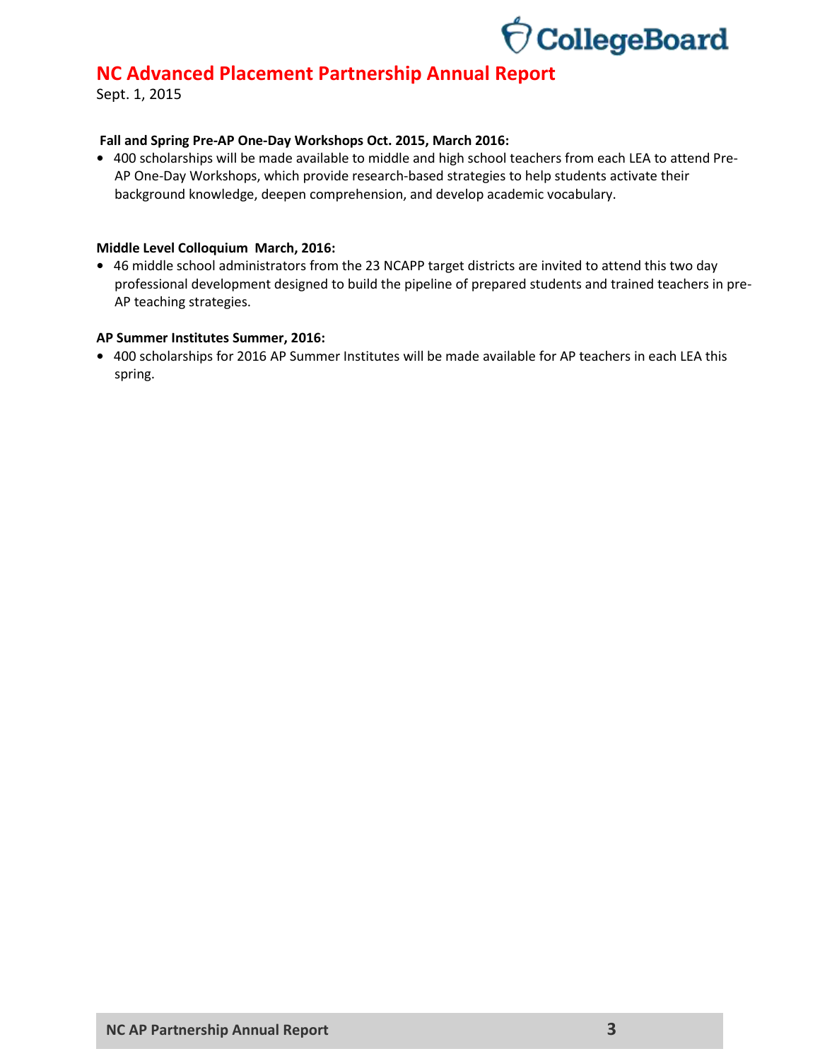# NC Advanced Placement Partnership Annual Report

Sept. 1, 2015

**Fall and Spring Pre-AP One-Day Workshops Oct. 2015, March 2016:**

- 400 scholarships will be made available to middle and high school teachers from each LEA to attend Pre-AP One-Day Workshops, which provide research-based strategies to help students activate their background knowledge, deepen comprehension, and develop academic vocabulary.

**Middle Level Colloquium March, 2016:**

- 46 middle school administrators from the 23 NCAPP target districts are invited to attend this two day professional development designed to build the pipeline of prepared students and trained teachers in pre-AP teaching strategies.

**AP Summer Institutes Summer, 2016:**

- 400 scholarships for 2016 AP Summer Institutes will be made available for AP teachers in each LEA this spring.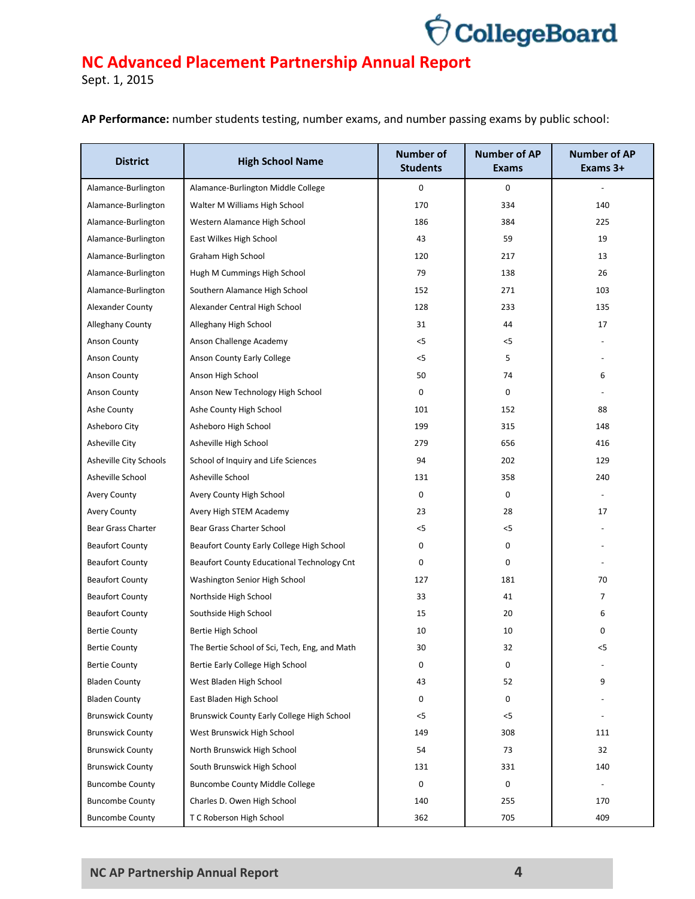# NC Advanced Placement Partnership Annual Report

Sept. 1, 2015

**AP Performance:** number students testing, number exams, and number passing exams by public school:

| District | High School Name | Number of Students | Number of AP Exams | Number of AP Exams 3+ |
|---|---|---|---|---|
| Alamance-Burlington | Alamance-Burlington Middle College | 0 | 0 | - |
| Alamance-Burlington | Walter M Williams High School | 170 | 334 | 140 |
| Alamance-Burlington | Western Alamance High School | 186 | 384 | 225 |
| Alamance-Burlington | East Wilkes High School | 43 | 59 | 19 |
| Alamance-Burlington | Graham High School | 120 | 217 | 13 |
| Alamance-Burlington | Hugh M Cummings High School | 79 | 138 | 26 |
| Alamance-Burlington | Southern Alamance High School | 152 | 271 | 103 |
| Alexander County | Alexander Central High School | 128 | 233 | 135 |
| Alleghany County | Alleghany High School | 31 | 44 | 17 |
| Anson County | Anson Challenge Academy | <5 | <5 | - |
| Anson County | Anson County Early College | <5 | 5 | - |
| Anson County | Anson High School | 50 | 74 | 6 |
| Anson County | Anson New Technology High School | 0 | 0 | - |
| Ashe County | Ashe County High School | 101 | 152 | 88 |
| Asheboro City | Asheboro High School | 199 | 315 | 148 |
| Asheville City | Asheville High School | 279 | 656 | 416 |
| Asheville City Schools | School of Inquiry and Life Sciences | 94 | 202 | 129 |
| Asheville School | Asheville School | 131 | 358 | 240 |
| Avery County | Avery County High School | 0 | 0 | - |
| Avery County | Avery High STEM Academy | 23 | 28 | 17 |
| Bear Grass Charter | Bear Grass Charter School | <5 | <5 | - |
| Beaufort County | Beaufort County Early College High School | 0 | 0 | - |
| Beaufort County | Beaufort County Educational Technology Cnt | 0 | 0 | - |
| Beaufort County | Washington Senior High School | 127 | 181 | 70 |
| Beaufort County | Northside High School | 33 | 41 | 7 |
| Beaufort County | Southside High School | 15 | 20 | 6 |
| Bertie County | Bertie High School | 10 | 10 | 0 |
| Bertie County | The Bertie School of Sci, Tech, Eng, and Math | 30 | 32 | <5 |
| Bertie County | Bertie Early College High School | 0 | 0 | - |
| Bladen County | West Bladen High School | 43 | 52 | 9 |
| Bladen County | East Bladen High School | 0 | 0 | - |
| Brunswick County | Brunswick County Early College High School | <5 | <5 | - |
| Brunswick County | West Brunswick High School | 149 | 308 | 111 |
| Brunswick County | North Brunswick High School | 54 | 73 | 32 |
| Brunswick County | South Brunswick High School | 131 | 331 | 140 |
| Buncombe County | Buncombe County Middle College | 0 | 0 | - |
| Buncombe County | Charles D. Owen High School | 140 | 255 | 170 |
| Buncombe County | T C Roberson High School | 362 | 705 | 409 |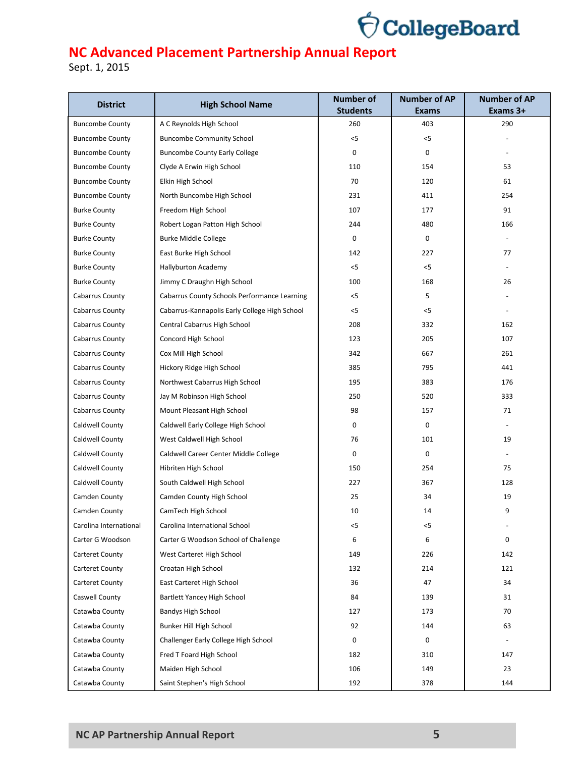# NC Advanced Placement Partnership Annual Report

Sept. 1, 2015

| District | High School Name | Number of Students | Number of AP Exams | Number of AP Exams 3+ |
|---|---|---|---|---|
| Buncombe County | A C Reynolds High School | 260 | 403 | 290 |
| Buncombe County | Buncombe Community School | <5 | <5 | - |
| Buncombe County | Buncombe County Early College | 0 | 0 | - |
| Buncombe County | Clyde A Erwin High School | 110 | 154 | 53 |
| Buncombe County | Elkin High School | 70 | 120 | 61 |
| Buncombe County | North Buncombe High School | 231 | 411 | 254 |
| Burke County | Freedom High School | 107 | 177 | 91 |
| Burke County | Robert Logan Patton High School | 244 | 480 | 166 |
| Burke County | Burke Middle College | 0 | 0 | - |
| Burke County | East Burke High School | 142 | 227 | 77 |
| Burke County | Hallyburton Academy | <5 | <5 | - |
| Burke County | Jimmy C Draughn High School | 100 | 168 | 26 |
| Cabarrus County | Cabarrus County Schools Performance Learning | <5 | 5 | - |
| Cabarrus County | Cabarrus-Kannapolis Early College High School | <5 | <5 | - |
| Cabarrus County | Central Cabarrus High School | 208 | 332 | 162 |
| Cabarrus County | Concord High School | 123 | 205 | 107 |
| Cabarrus County | Cox Mill High School | 342 | 667 | 261 |
| Cabarrus County | Hickory Ridge High School | 385 | 795 | 441 |
| Cabarrus County | Northwest Cabarrus High School | 195 | 383 | 176 |
| Cabarrus County | Jay M Robinson High School | 250 | 520 | 333 |
| Cabarrus County | Mount Pleasant High School | 98 | 157 | 71 |
| Caldwell County | Caldwell Early College High School | 0 | 0 | - |
| Caldwell County | West Caldwell High School | 76 | 101 | 19 |
| Caldwell County | Caldwell Career Center Middle College | 0 | 0 | - |
| Caldwell County | Hibriten High School | 150 | 254 | 75 |
| Caldwell County | South Caldwell High School | 227 | 367 | 128 |
| Camden County | Camden County High School | 25 | 34 | 19 |
| Camden County | CamTech High School | 10 | 14 | 9 |
| Carolina International | Carolina International School | <5 | <5 | - |
| Carter G Woodson | Carter G Woodson School of Challenge | 6 | 6 | 0 |
| Carteret County | West Carteret High School | 149 | 226 | 142 |
| Carteret County | Croatan High School | 132 | 214 | 121 |
| Carteret County | East Carteret High School | 36 | 47 | 34 |
| Caswell County | Bartlett Yancey High School | 84 | 139 | 31 |
| Catawba County | Bandys High School | 127 | 173 | 70 |
| Catawba County | Bunker Hill High School | 92 | 144 | 63 |
| Catawba County | Challenger Early College High School | 0 | 0 | - |
| Catawba County | Fred T Foard High School | 182 | 310 | 147 |
| Catawba County | Maiden High School | 106 | 149 | 23 |
| Catawba County | Saint Stephen's High School | 192 | 378 | 144 |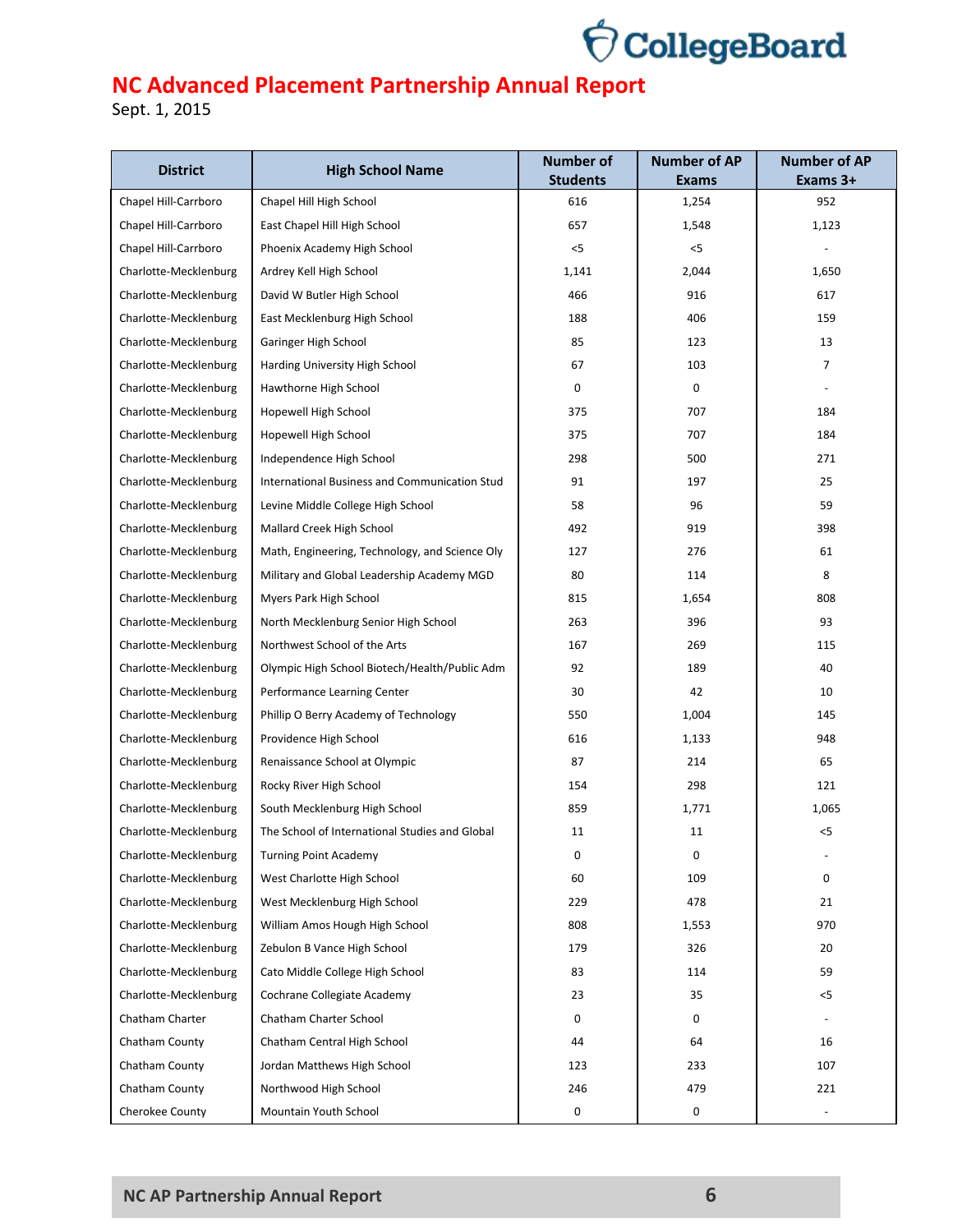# NC Advanced Placement Partnership Annual Report

Sept. 1, 2015

| District | High School Name | Number of Students | Number of AP Exams | Number of AP Exams 3+ |
|---|---|---|---|---|
| Chapel Hill-Carrboro | Chapel Hill High School | 616 | 1,254 | 952 |
| Chapel Hill-Carrboro | East Chapel Hill High School | 657 | 1,548 | 1,123 |
| Chapel Hill-Carrboro | Phoenix Academy High School | <5 | <5 | - |
| Charlotte-Mecklenburg | Ardrey Kell High School | 1,141 | 2,044 | 1,650 |
| Charlotte-Mecklenburg | David W Butler High School | 466 | 916 | 617 |
| Charlotte-Mecklenburg | East Mecklenburg High School | 188 | 406 | 159 |
| Charlotte-Mecklenburg | Garinger High School | 85 | 123 | 13 |
| Charlotte-Mecklenburg | Harding University High School | 67 | 103 | 7 |
| Charlotte-Mecklenburg | Hawthorne High School | 0 | 0 | - |
| Charlotte-Mecklenburg | Hopewell High School | 375 | 707 | 184 |
| Charlotte-Mecklenburg | Hopewell High School | 375 | 707 | 184 |
| Charlotte-Mecklenburg | Independence High School | 298 | 500 | 271 |
| Charlotte-Mecklenburg | International Business and Communication Stud | 91 | 197 | 25 |
| Charlotte-Mecklenburg | Levine Middle College High School | 58 | 96 | 59 |
| Charlotte-Mecklenburg | Mallard Creek High School | 492 | 919 | 398 |
| Charlotte-Mecklenburg | Math, Engineering, Technology, and Science Oly | 127 | 276 | 61 |
| Charlotte-Mecklenburg | Military and Global Leadership Academy MGD | 80 | 114 | 8 |
| Charlotte-Mecklenburg | Myers Park High School | 815 | 1,654 | 808 |
| Charlotte-Mecklenburg | North Mecklenburg Senior High School | 263 | 396 | 93 |
| Charlotte-Mecklenburg | Northwest School of the Arts | 167 | 269 | 115 |
| Charlotte-Mecklenburg | Olympic High School Biotech/Health/Public Adm | 92 | 189 | 40 |
| Charlotte-Mecklenburg | Performance Learning Center | 30 | 42 | 10 |
| Charlotte-Mecklenburg | Phillip O Berry Academy of Technology | 550 | 1,004 | 145 |
| Charlotte-Mecklenburg | Providence High School | 616 | 1,133 | 948 |
| Charlotte-Mecklenburg | Renaissance School at Olympic | 87 | 214 | 65 |
| Charlotte-Mecklenburg | Rocky River High School | 154 | 298 | 121 |
| Charlotte-Mecklenburg | South Mecklenburg High School | 859 | 1,771 | 1,065 |
| Charlotte-Mecklenburg | The School of International Studies and Global | 11 | 11 | <5 |
| Charlotte-Mecklenburg | Turning Point Academy | 0 | 0 | - |
| Charlotte-Mecklenburg | West Charlotte High School | 60 | 109 | 0 |
| Charlotte-Mecklenburg | West Mecklenburg High School | 229 | 478 | 21 |
| Charlotte-Mecklenburg | William Amos Hough High School | 808 | 1,553 | 970 |
| Charlotte-Mecklenburg | Zebulon B Vance High School | 179 | 326 | 20 |
| Charlotte-Mecklenburg | Cato Middle College High School | 83 | 114 | 59 |
| Charlotte-Mecklenburg | Cochrane Collegiate Academy | 23 | 35 | <5 |
| Chatham Charter | Chatham Charter School | 0 | 0 | - |
| Chatham County | Chatham Central High School | 44 | 64 | 16 |
| Chatham County | Jordan Matthews High School | 123 | 233 | 107 |
| Chatham County | Northwood High School | 246 | 479 | 221 |
| Cherokee County | Mountain Youth School | 0 | 0 | - |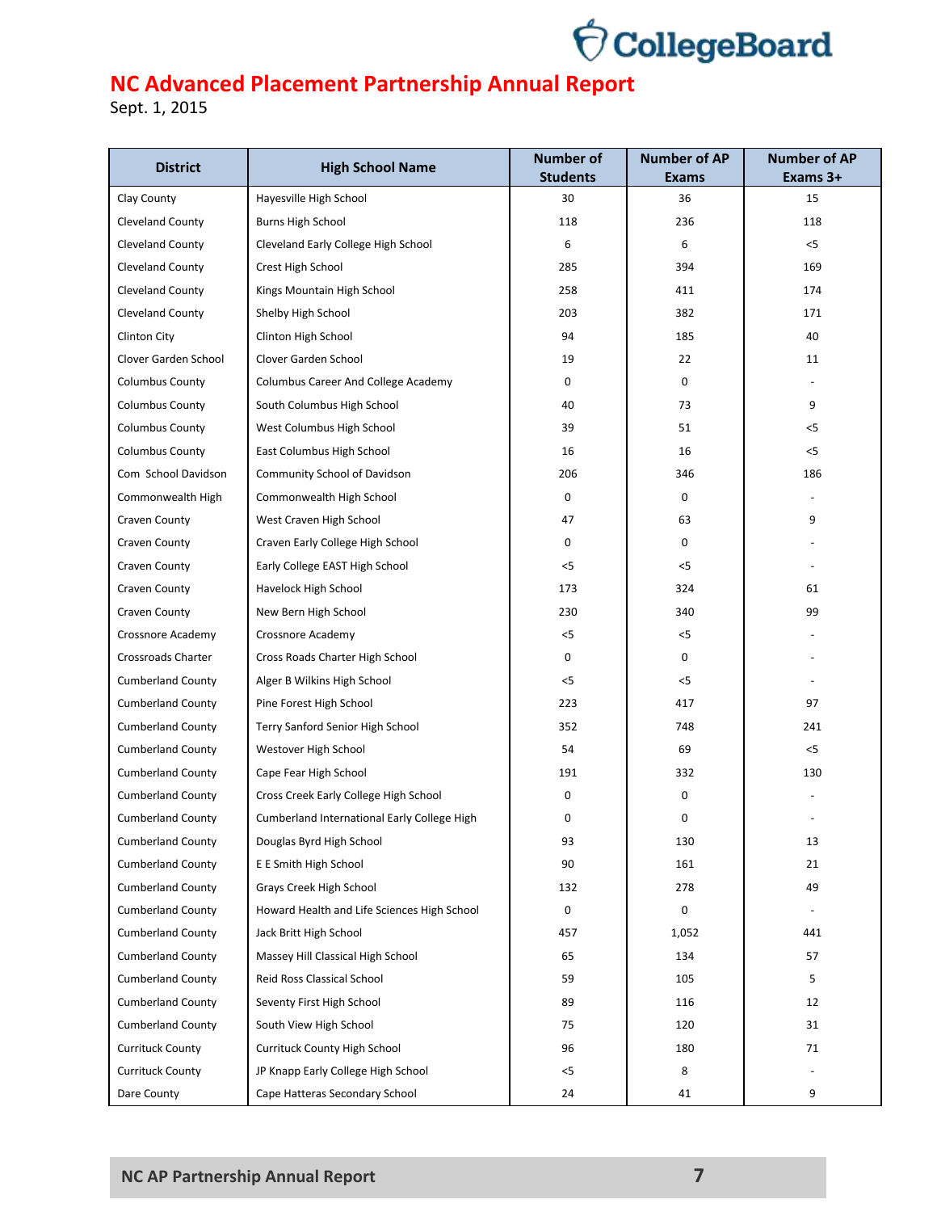# NC Advanced Placement Partnership Annual Report

Sept. 1, 2015

| District | High School Name | Number of Students | Number of AP Exams | Number of AP Exams 3+ |
|---|---|---|---|---|
| Clay County | Hayesville High School | 30 | 36 | 15 |
| Cleveland County | Burns High School | 118 | 236 | 118 |
| Cleveland County | Cleveland Early College High School | 6 | 6 | <5 |
| Cleveland County | Crest High School | 285 | 394 | 169 |
| Cleveland County | Kings Mountain High School | 258 | 411 | 174 |
| Cleveland County | Shelby High School | 203 | 382 | 171 |
| Clinton City | Clinton High School | 94 | 185 | 40 |
| Clover Garden School | Clover Garden School | 19 | 22 | 11 |
| Columbus County | Columbus Career And College Academy | 0 | 0 | - |
| Columbus County | South Columbus High School | 40 | 73 | 9 |
| Columbus County | West Columbus High School | 39 | 51 | <5 |
| Columbus County | East Columbus High School | 16 | 16 | <5 |
| Com School Davidson | Community School of Davidson | 206 | 346 | 186 |
| Commonwealth High | Commonwealth High School | 0 | 0 | - |
| Craven County | West Craven High School | 47 | 63 | 9 |
| Craven County | Craven Early College High School | 0 | 0 | - |
| Craven County | Early College EAST High School | <5 | <5 | - |
| Craven County | Havelock High School | 173 | 324 | 61 |
| Craven County | New Bern High School | 230 | 340 | 99 |
| Crossnore Academy | Crossnore Academy | <5 | <5 | - |
| Crossroads Charter | Cross Roads Charter High School | 0 | 0 | - |
| Cumberland County | Alger B Wilkins High School | <5 | <5 | - |
| Cumberland County | Pine Forest High School | 223 | 417 | 97 |
| Cumberland County | Terry Sanford Senior High School | 352 | 748 | 241 |
| Cumberland County | Westover High School | 54 | 69 | <5 |
| Cumberland County | Cape Fear High School | 191 | 332 | 130 |
| Cumberland County | Cross Creek Early College High School | 0 | 0 | - |
| Cumberland County | Cumberland International Early College High | 0 | 0 | - |
| Cumberland County | Douglas Byrd High School | 93 | 130 | 13 |
| Cumberland County | E E Smith High School | 90 | 161 | 21 |
| Cumberland County | Grays Creek High School | 132 | 278 | 49 |
| Cumberland County | Howard Health and Life Sciences High School | 0 | 0 | - |
| Cumberland County | Jack Britt High School | 457 | 1,052 | 441 |
| Cumberland County | Massey Hill Classical High School | 65 | 134 | 57 |
| Cumberland County | Reid Ross Classical School | 59 | 105 | 5 |
| Cumberland County | Seventy First High School | 89 | 116 | 12 |
| Cumberland County | South View High School | 75 | 120 | 31 |
| Currituck County | Currituck County High School | 96 | 180 | 71 |
| Currituck County | JP Knapp Early College High School | <5 | 8 | - |
| Dare County | Cape Hatteras Secondary School | 24 | 41 | 9 |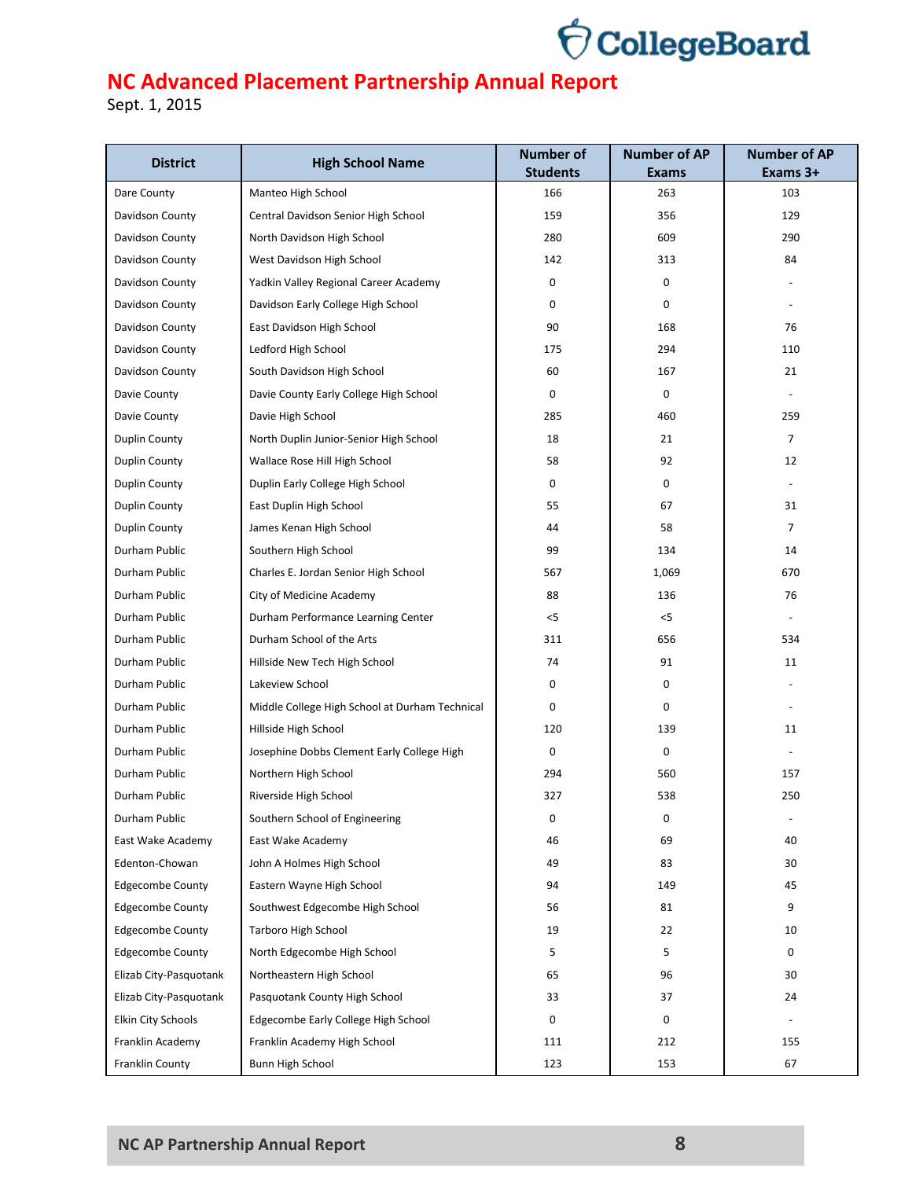# NC Advanced Placement Partnership Annual Report

Sept. 1, 2015

| District | High School Name | Number of Students | Number of AP Exams | Number of AP Exams 3+ |
|---|---|---|---|---|
| Dare County | Manteo High School | 166 | 263 | 103 |
| Davidson County | Central Davidson Senior High School | 159 | 356 | 129 |
| Davidson County | North Davidson High School | 280 | 609 | 290 |
| Davidson County | West Davidson High School | 142 | 313 | 84 |
| Davidson County | Yadkin Valley Regional Career Academy | 0 | 0 | - |
| Davidson County | Davidson Early College High School | 0 | 0 | - |
| Davidson County | East Davidson High School | 90 | 168 | 76 |
| Davidson County | Ledford High School | 175 | 294 | 110 |
| Davidson County | South Davidson High School | 60 | 167 | 21 |
| Davie County | Davie County Early College High School | 0 | 0 | - |
| Davie County | Davie High School | 285 | 460 | 259 |
| Duplin County | North Duplin Junior-Senior High School | 18 | 21 | 7 |
| Duplin County | Wallace Rose Hill High School | 58 | 92 | 12 |
| Duplin County | Duplin Early College High School | 0 | 0 | - |
| Duplin County | East Duplin High School | 55 | 67 | 31 |
| Duplin County | James Kenan High School | 44 | 58 | 7 |
| Durham Public | Southern High School | 99 | 134 | 14 |
| Durham Public | Charles E. Jordan Senior High School | 567 | 1,069 | 670 |
| Durham Public | City of Medicine Academy | 88 | 136 | 76 |
| Durham Public | Durham Performance Learning Center | <5 | <5 | - |
| Durham Public | Durham School of the Arts | 311 | 656 | 534 |
| Durham Public | Hillside New Tech High School | 74 | 91 | 11 |
| Durham Public | Lakeview School | 0 | 0 | - |
| Durham Public | Middle College High School at Durham Technical | 0 | 0 | - |
| Durham Public | Hillside High School | 120 | 139 | 11 |
| Durham Public | Josephine Dobbs Clement Early College High | 0 | 0 | - |
| Durham Public | Northern High School | 294 | 560 | 157 |
| Durham Public | Riverside High School | 327 | 538 | 250 |
| Durham Public | Southern School of Engineering | 0 | 0 | - |
| East Wake Academy | East Wake Academy | 46 | 69 | 40 |
| Edenton-Chowan | John A Holmes High School | 49 | 83 | 30 |
| Edgecombe County | Eastern Wayne High School | 94 | 149 | 45 |
| Edgecombe County | Southwest Edgecombe High School | 56 | 81 | 9 |
| Edgecombe County | Tarboro High School | 19 | 22 | 10 |
| Edgecombe County | North Edgecombe High School | 5 | 5 | 0 |
| Elizab City-Pasquotank | Northeastern High School | 65 | 96 | 30 |
| Elizab City-Pasquotank | Pasquotank County High School | 33 | 37 | 24 |
| Elkin City Schools | Edgecombe Early College High School | 0 | 0 | - |
| Franklin Academy | Franklin Academy High School | 111 | 212 | 155 |
| Franklin County | Bunn High School | 123 | 153 | 67 |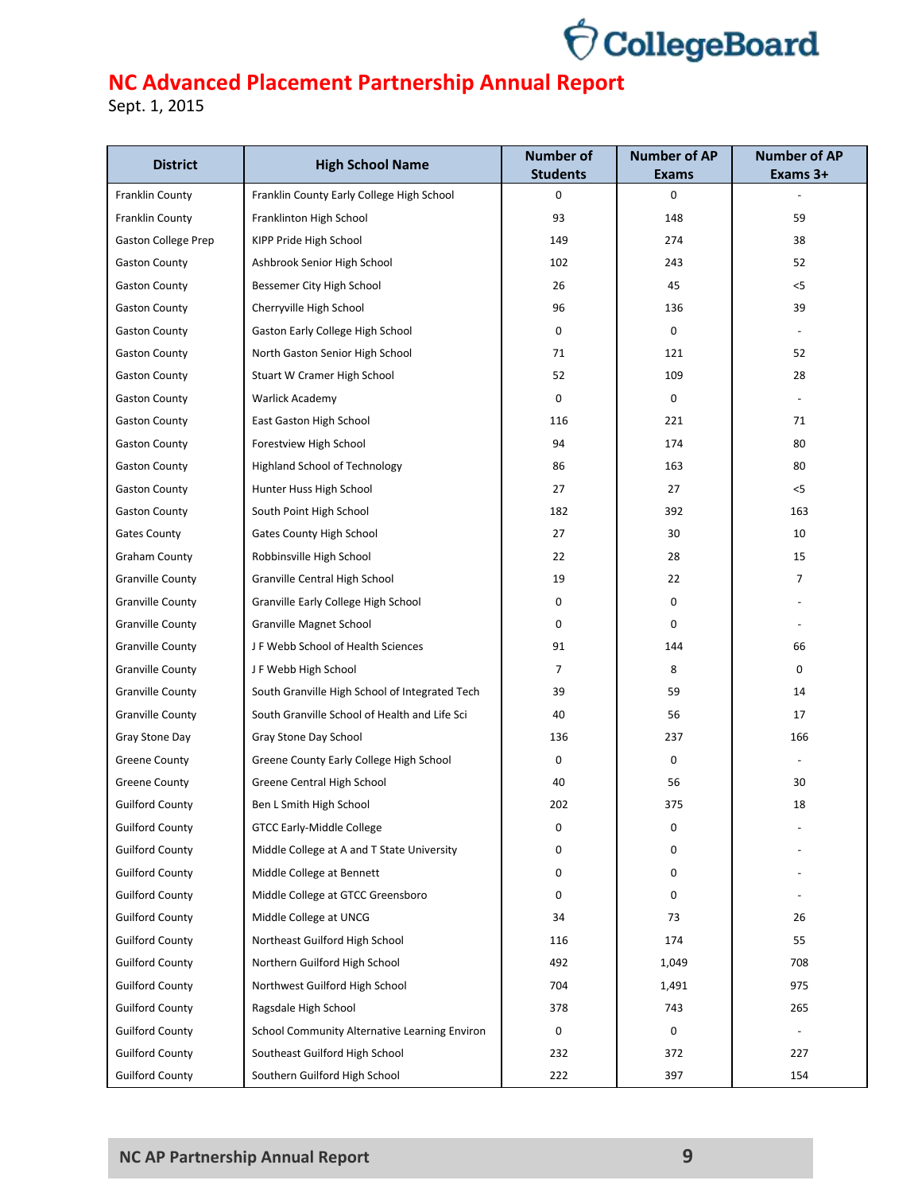## NC Advanced Placement Partnership Annual Report

Sept. 1, 2015

| District | High School Name | Number of Students | Number of AP Exams | Number of AP Exams 3+ |
|---|---|---|---|---|
| Franklin County | Franklin County Early College High School | 0 | 0 | - |
| Franklin County | Franklinton High School | 93 | 148 | 59 |
| Gaston College Prep | KIPP Pride High School | 149 | 274 | 38 |
| Gaston County | Ashbrook Senior High School | 102 | 243 | 52 |
| Gaston County | Bessemer City High School | 26 | 45 | <5 |
| Gaston County | Cherryville High School | 96 | 136 | 39 |
| Gaston County | Gaston Early College High School | 0 | 0 | - |
| Gaston County | North Gaston Senior High School | 71 | 121 | 52 |
| Gaston County | Stuart W Cramer High School | 52 | 109 | 28 |
| Gaston County | Warlick Academy | 0 | 0 | - |
| Gaston County | East Gaston High School | 116 | 221 | 71 |
| Gaston County | Forestview High School | 94 | 174 | 80 |
| Gaston County | Highland School of Technology | 86 | 163 | 80 |
| Gaston County | Hunter Huss High School | 27 | 27 | <5 |
| Gaston County | South Point High School | 182 | 392 | 163 |
| Gates County | Gates County High School | 27 | 30 | 10 |
| Graham County | Robbinsville High School | 22 | 28 | 15 |
| Granville County | Granville Central High School | 19 | 22 | 7 |
| Granville County | Granville Early College High School | 0 | 0 | - |
| Granville County | Granville Magnet School | 0 | 0 | - |
| Granville County | J F Webb School of Health Sciences | 91 | 144 | 66 |
| Granville County | J F Webb High School | 7 | 8 | 0 |
| Granville County | South Granville High School of Integrated Tech | 39 | 59 | 14 |
| Granville County | South Granville School of Health and Life Sci | 40 | 56 | 17 |
| Gray Stone Day | Gray Stone Day School | 136 | 237 | 166 |
| Greene County | Greene County Early College High School | 0 | 0 | - |
| Greene County | Greene Central High School | 40 | 56 | 30 |
| Guilford County | Ben L Smith High School | 202 | 375 | 18 |
| Guilford County | GTCC Early-Middle College | 0 | 0 | - |
| Guilford County | Middle College at A and T State University | 0 | 0 | - |
| Guilford County | Middle College at Bennett | 0 | 0 | - |
| Guilford County | Middle College at GTCC Greensboro | 0 | 0 | - |
| Guilford County | Middle College at UNCG | 34 | 73 | 26 |
| Guilford County | Northeast Guilford High School | 116 | 174 | 55 |
| Guilford County | Northern Guilford High School | 492 | 1,049 | 708 |
| Guilford County | Northwest Guilford High School | 704 | 1,491 | 975 |
| Guilford County | Ragsdale High School | 378 | 743 | 265 |
| Guilford County | School Community Alternative Learning Environ | 0 | 0 | - |
| Guilford County | Southeast Guilford High School | 232 | 372 | 227 |
| Guilford County | Southern Guilford High School | 222 | 397 | 154 |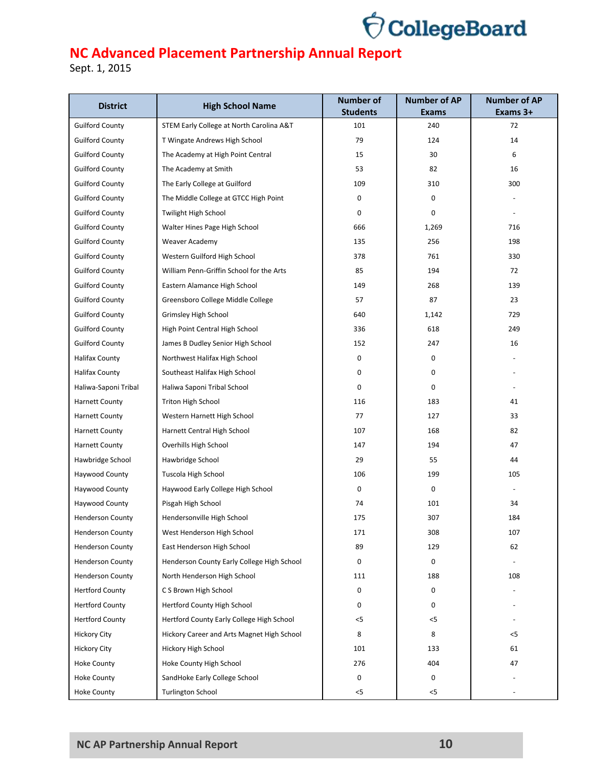# NC Advanced Placement Partnership Annual Report

Sept. 1, 2015

| District | High School Name | Number of Students | Number of AP Exams | Number of AP Exams 3+ |
|---|---|---|---|---|
| Guilford County | STEM Early College at North Carolina A&T | 101 | 240 | 72 |
| Guilford County | T Wingate Andrews High School | 79 | 124 | 14 |
| Guilford County | The Academy at High Point Central | 15 | 30 | 6 |
| Guilford County | The Academy at Smith | 53 | 82 | 16 |
| Guilford County | The Early College at Guilford | 109 | 310 | 300 |
| Guilford County | The Middle College at GTCC High Point | 0 | 0 | - |
| Guilford County | Twilight High School | 0 | 0 | - |
| Guilford County | Walter Hines Page High School | 666 | 1,269 | 716 |
| Guilford County | Weaver Academy | 135 | 256 | 198 |
| Guilford County | Western Guilford High School | 378 | 761 | 330 |
| Guilford County | William Penn-Griffin School for the Arts | 85 | 194 | 72 |
| Guilford County | Eastern Alamance High School | 149 | 268 | 139 |
| Guilford County | Greensboro College Middle College | 57 | 87 | 23 |
| Guilford County | Grimsley High School | 640 | 1,142 | 729 |
| Guilford County | High Point Central High School | 336 | 618 | 249 |
| Guilford County | James B Dudley Senior High School | 152 | 247 | 16 |
| Halifax County | Northwest Halifax High School | 0 | 0 | - |
| Halifax County | Southeast Halifax High School | 0 | 0 | - |
| Haliwa-Saponi Tribal | Haliwa Saponi Tribal School | 0 | 0 | - |
| Harnett County | Triton High School | 116 | 183 | 41 |
| Harnett County | Western Harnett High School | 77 | 127 | 33 |
| Harnett County | Harnett Central High School | 107 | 168 | 82 |
| Harnett County | Overhills High School | 147 | 194 | 47 |
| Hawbridge School | Hawbridge School | 29 | 55 | 44 |
| Haywood County | Tuscola High School | 106 | 199 | 105 |
| Haywood County | Haywood Early College High School | 0 | 0 | - |
| Haywood County | Pisgah High School | 74 | 101 | 34 |
| Henderson County | Hendersonville High School | 175 | 307 | 184 |
| Henderson County | West Henderson High School | 171 | 308 | 107 |
| Henderson County | East Henderson High School | 89 | 129 | 62 |
| Henderson County | Henderson County Early College High School | 0 | 0 | - |
| Henderson County | North Henderson High School | 111 | 188 | 108 |
| Hertford County | C S Brown High School | 0 | 0 | - |
| Hertford County | Hertford County High School | 0 | 0 | - |
| Hertford County | Hertford County Early College High School | <5 | <5 | - |
| Hickory City | Hickory Career and Arts Magnet High School | 8 | 8 | <5 |
| Hickory City | Hickory High School | 101 | 133 | 61 |
| Hoke County | Hoke County High School | 276 | 404 | 47 |
| Hoke County | SandHoke Early College School | 0 | 0 | - |
| Hoke County | Turlington School | <5 | <5 | - |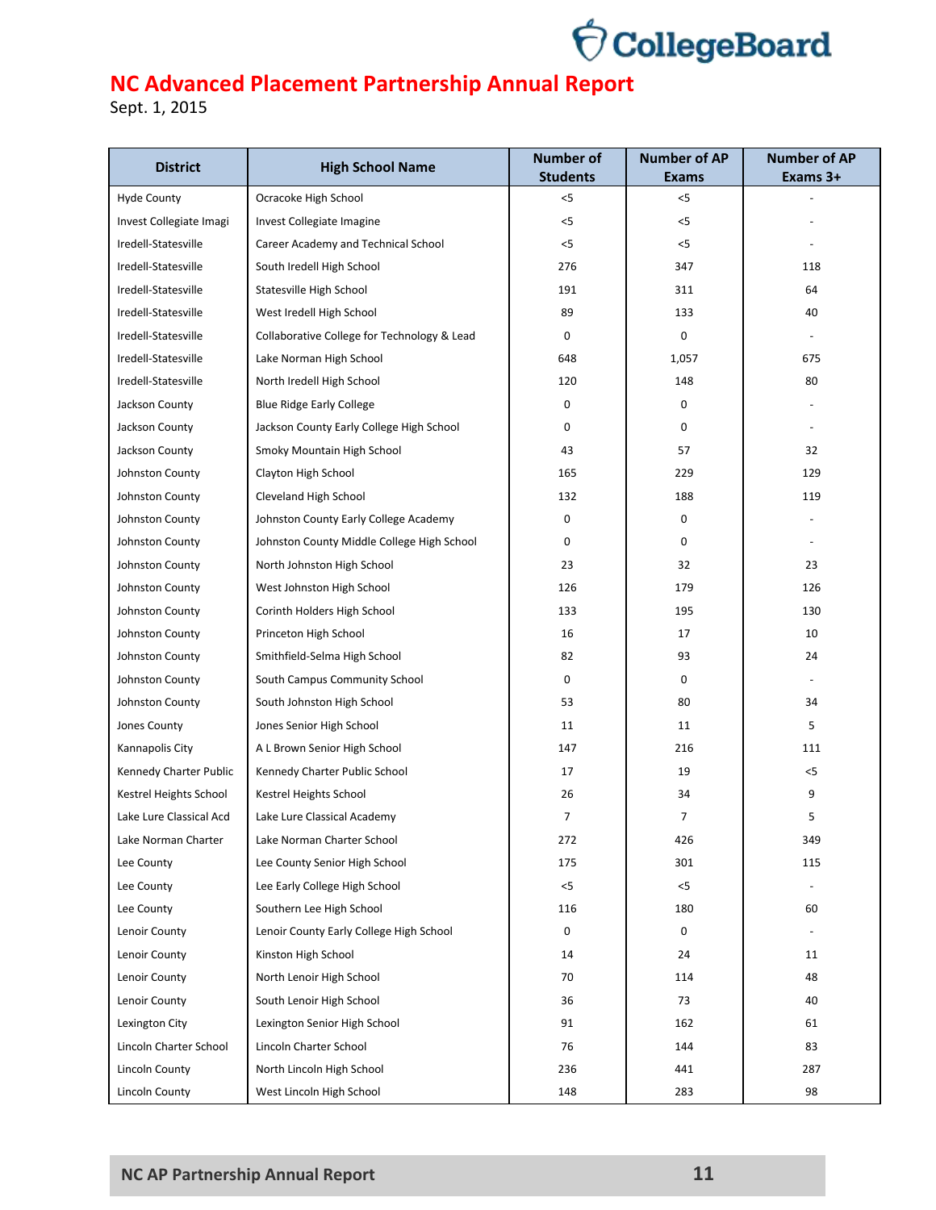# NC Advanced Placement Partnership Annual Report

Sept. 1, 2015

| District | High School Name | Number of Students | Number of AP Exams | Number of AP Exams 3+ |
|---|---|---|---|---|
| Hyde County | Ocracoke High School | <5 | <5 | - |
| Invest Collegiate Imagi | Invest Collegiate Imagine | <5 | <5 | - |
| Iredell-Statesville | Career Academy and Technical School | <5 | <5 | - |
| Iredell-Statesville | South Iredell High School | 276 | 347 | 118 |
| Iredell-Statesville | Statesville High School | 191 | 311 | 64 |
| Iredell-Statesville | West Iredell High School | 89 | 133 | 40 |
| Iredell-Statesville | Collaborative College for Technology & Lead | 0 | 0 | - |
| Iredell-Statesville | Lake Norman High School | 648 | 1,057 | 675 |
| Iredell-Statesville | North Iredell High School | 120 | 148 | 80 |
| Jackson County | Blue Ridge Early College | 0 | 0 | - |
| Jackson County | Jackson County Early College High School | 0 | 0 | - |
| Jackson County | Smoky Mountain High School | 43 | 57 | 32 |
| Johnston County | Clayton High School | 165 | 229 | 129 |
| Johnston County | Cleveland High School | 132 | 188 | 119 |
| Johnston County | Johnston County Early College Academy | 0 | 0 | - |
| Johnston County | Johnston County Middle College High School | 0 | 0 | - |
| Johnston County | North Johnston High School | 23 | 32 | 23 |
| Johnston County | West Johnston High School | 126 | 179 | 126 |
| Johnston County | Corinth Holders High School | 133 | 195 | 130 |
| Johnston County | Princeton High School | 16 | 17 | 10 |
| Johnston County | Smithfield-Selma High School | 82 | 93 | 24 |
| Johnston County | South Campus Community School | 0 | 0 | - |
| Johnston County | South Johnston High School | 53 | 80 | 34 |
| Jones County | Jones Senior High School | 11 | 11 | 5 |
| Kannapolis City | A L Brown Senior High School | 147 | 216 | 111 |
| Kennedy Charter Public | Kennedy Charter Public School | 17 | 19 | <5 |
| Kestrel Heights School | Kestrel Heights School | 26 | 34 | 9 |
| Lake Lure Classical Acd | Lake Lure Classical Academy | 7 | 7 | 5 |
| Lake Norman Charter | Lake Norman Charter School | 272 | 426 | 349 |
| Lee County | Lee County Senior High School | 175 | 301 | 115 |
| Lee County | Lee Early College High School | <5 | <5 | - |
| Lee County | Southern Lee High School | 116 | 180 | 60 |
| Lenoir County | Lenoir County Early College High School | 0 | 0 | - |
| Lenoir County | Kinston High School | 14 | 24 | 11 |
| Lenoir County | North Lenoir High School | 70 | 114 | 48 |
| Lenoir County | South Lenoir High School | 36 | 73 | 40 |
| Lexington City | Lexington Senior High School | 91 | 162 | 61 |
| Lincoln Charter School | Lincoln Charter School | 76 | 144 | 83 |
| Lincoln County | North Lincoln High School | 236 | 441 | 287 |
| Lincoln County | West Lincoln High School | 148 | 283 | 98 |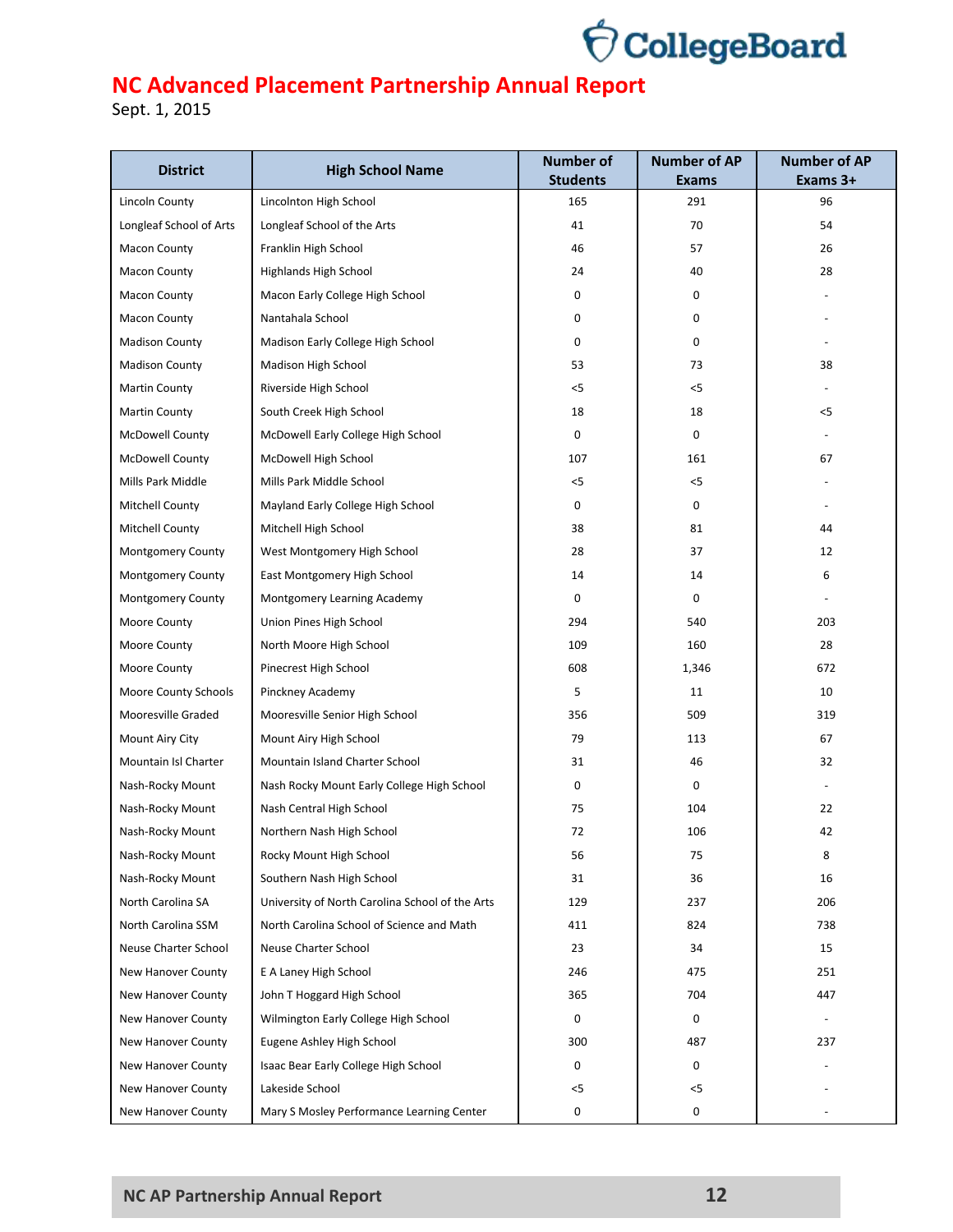# NC Advanced Placement Partnership Annual Report

Sept. 1, 2015

| District | High School Name | Number of Students | Number of AP Exams | Number of AP Exams 3+ |
|---|---|---|---|---|
| Lincoln County | Lincolnton High School | 165 | 291 | 96 |
| Longleaf School of Arts | Longleaf School of the Arts | 41 | 70 | 54 |
| Macon County | Franklin High School | 46 | 57 | 26 |
| Macon County | Highlands High School | 24 | 40 | 28 |
| Macon County | Macon Early College High School | 0 | 0 | - |
| Macon County | Nantahala School | 0 | 0 | - |
| Madison County | Madison Early College High School | 0 | 0 | - |
| Madison County | Madison High School | 53 | 73 | 38 |
| Martin County | Riverside High School | <5 | <5 | - |
| Martin County | South Creek High School | 18 | 18 | <5 |
| McDowell County | McDowell Early College High School | 0 | 0 | - |
| McDowell County | McDowell High School | 107 | 161 | 67 |
| Mills Park Middle | Mills Park Middle School | <5 | <5 | - |
| Mitchell County | Mayland Early College High School | 0 | 0 | - |
| Mitchell County | Mitchell High School | 38 | 81 | 44 |
| Montgomery County | West Montgomery High School | 28 | 37 | 12 |
| Montgomery County | East Montgomery High School | 14 | 14 | 6 |
| Montgomery County | Montgomery Learning Academy | 0 | 0 | - |
| Moore County | Union Pines High School | 294 | 540 | 203 |
| Moore County | North Moore High School | 109 | 160 | 28 |
| Moore County | Pinecrest High School | 608 | 1,346 | 672 |
| Moore County Schools | Pinckney Academy | 5 | 11 | 10 |
| Mooresville Graded | Mooresville Senior High School | 356 | 509 | 319 |
| Mount Airy City | Mount Airy High School | 79 | 113 | 67 |
| Mountain Isl Charter | Mountain Island Charter School | 31 | 46 | 32 |
| Nash-Rocky Mount | Nash Rocky Mount Early College High School | 0 | 0 | - |
| Nash-Rocky Mount | Nash Central High School | 75 | 104 | 22 |
| Nash-Rocky Mount | Northern Nash High School | 72 | 106 | 42 |
| Nash-Rocky Mount | Rocky Mount High School | 56 | 75 | 8 |
| Nash-Rocky Mount | Southern Nash High School | 31 | 36 | 16 |
| North Carolina SA | University of North Carolina School of the Arts | 129 | 237 | 206 |
| North Carolina SSM | North Carolina School of Science and Math | 411 | 824 | 738 |
| Neuse Charter School | Neuse Charter School | 23 | 34 | 15 |
| New Hanover County | E A Laney High School | 246 | 475 | 251 |
| New Hanover County | John T Hoggard High School | 365 | 704 | 447 |
| New Hanover County | Wilmington Early College High School | 0 | 0 | - |
| New Hanover County | Eugene Ashley High School | 300 | 487 | 237 |
| New Hanover County | Isaac Bear Early College High School | 0 | 0 | - |
| New Hanover County | Lakeside School | <5 | <5 | - |
| New Hanover County | Mary S Mosley Performance Learning Center | 0 | 0 | - |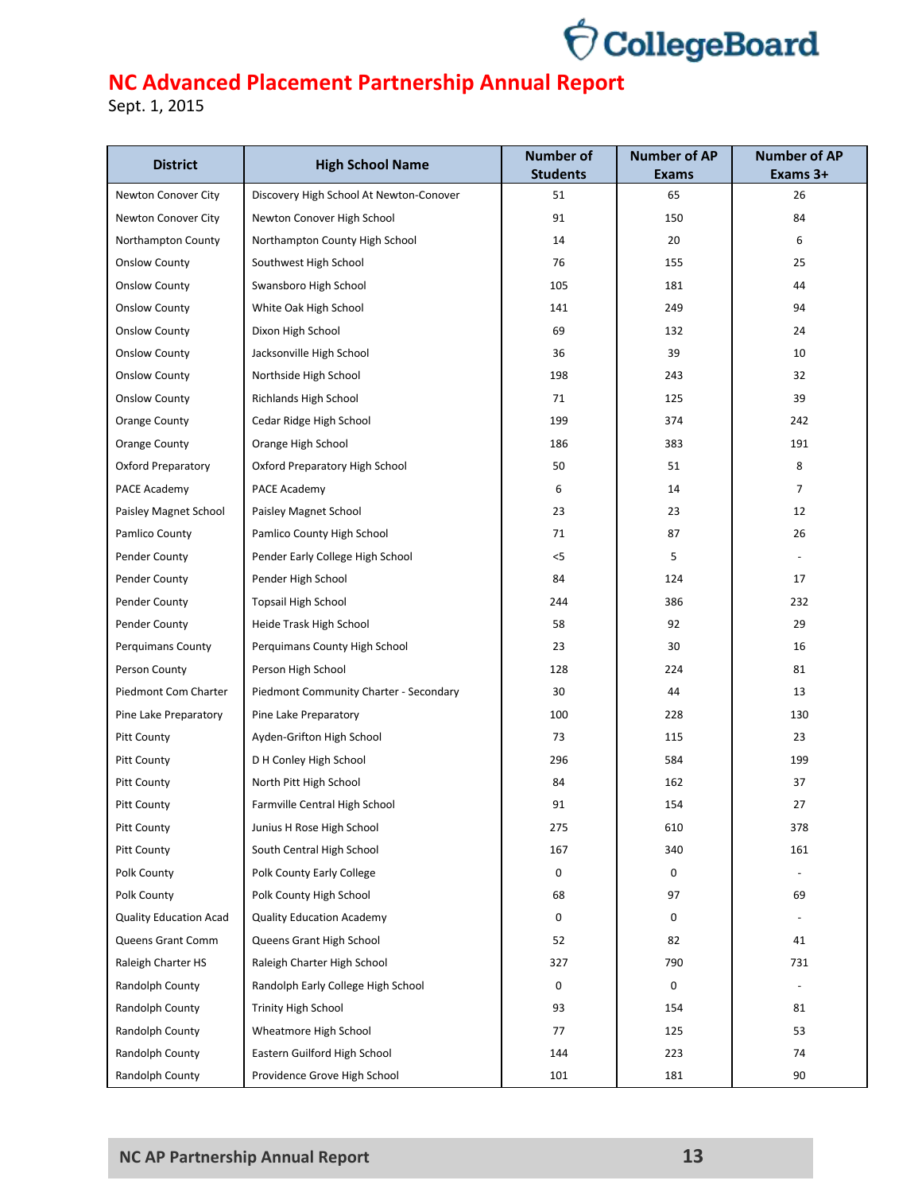# NC Advanced Placement Partnership Annual Report

Sept. 1, 2015

| District | High School Name | Number of Students | Number of AP Exams | Number of AP Exams 3+ |
|---|---|---|---|---|
| Newton Conover City | Discovery High School At Newton-Conover | 51 | 65 | 26 |
| Newton Conover City | Newton Conover High School | 91 | 150 | 84 |
| Northampton County | Northampton County High School | 14 | 20 | 6 |
| Onslow County | Southwest High School | 76 | 155 | 25 |
| Onslow County | Swansboro High School | 105 | 181 | 44 |
| Onslow County | White Oak High School | 141 | 249 | 94 |
| Onslow County | Dixon High School | 69 | 132 | 24 |
| Onslow County | Jacksonville High School | 36 | 39 | 10 |
| Onslow County | Northside High School | 198 | 243 | 32 |
| Onslow County | Richlands High School | 71 | 125 | 39 |
| Orange County | Cedar Ridge High School | 199 | 374 | 242 |
| Orange County | Orange High School | 186 | 383 | 191 |
| Oxford Preparatory | Oxford Preparatory High School | 50 | 51 | 8 |
| PACE Academy | PACE Academy | 6 | 14 | 7 |
| Paisley Magnet School | Paisley Magnet School | 23 | 23 | 12 |
| Pamlico County | Pamlico County High School | 71 | 87 | 26 |
| Pender County | Pender Early College High School | <5 | 5 | - |
| Pender County | Pender High School | 84 | 124 | 17 |
| Pender County | Topsail High School | 244 | 386 | 232 |
| Pender County | Heide Trask High School | 58 | 92 | 29 |
| Perquimans County | Perquimans County High School | 23 | 30 | 16 |
| Person County | Person High School | 128 | 224 | 81 |
| Piedmont Com Charter | Piedmont Community Charter - Secondary | 30 | 44 | 13 |
| Pine Lake Preparatory | Pine Lake Preparatory | 100 | 228 | 130 |
| Pitt County | Ayden-Grifton High School | 73 | 115 | 23 |
| Pitt County | D H Conley High School | 296 | 584 | 199 |
| Pitt County | North Pitt High School | 84 | 162 | 37 |
| Pitt County | Farmville Central High School | 91 | 154 | 27 |
| Pitt County | Junius H Rose High School | 275 | 610 | 378 |
| Pitt County | South Central High School | 167 | 340 | 161 |
| Polk County | Polk County Early College | 0 | 0 | - |
| Polk County | Polk County High School | 68 | 97 | 69 |
| Quality Education Acad | Quality Education Academy | 0 | 0 | - |
| Queens Grant Comm | Queens Grant High School | 52 | 82 | 41 |
| Raleigh Charter HS | Raleigh Charter High School | 327 | 790 | 731 |
| Randolph County | Randolph Early College High School | 0 | 0 | - |
| Randolph County | Trinity High School | 93 | 154 | 81 |
| Randolph County | Wheatmore High School | 77 | 125 | 53 |
| Randolph County | Eastern Guilford High School | 144 | 223 | 74 |
| Randolph County | Providence Grove High School | 101 | 181 | 90 |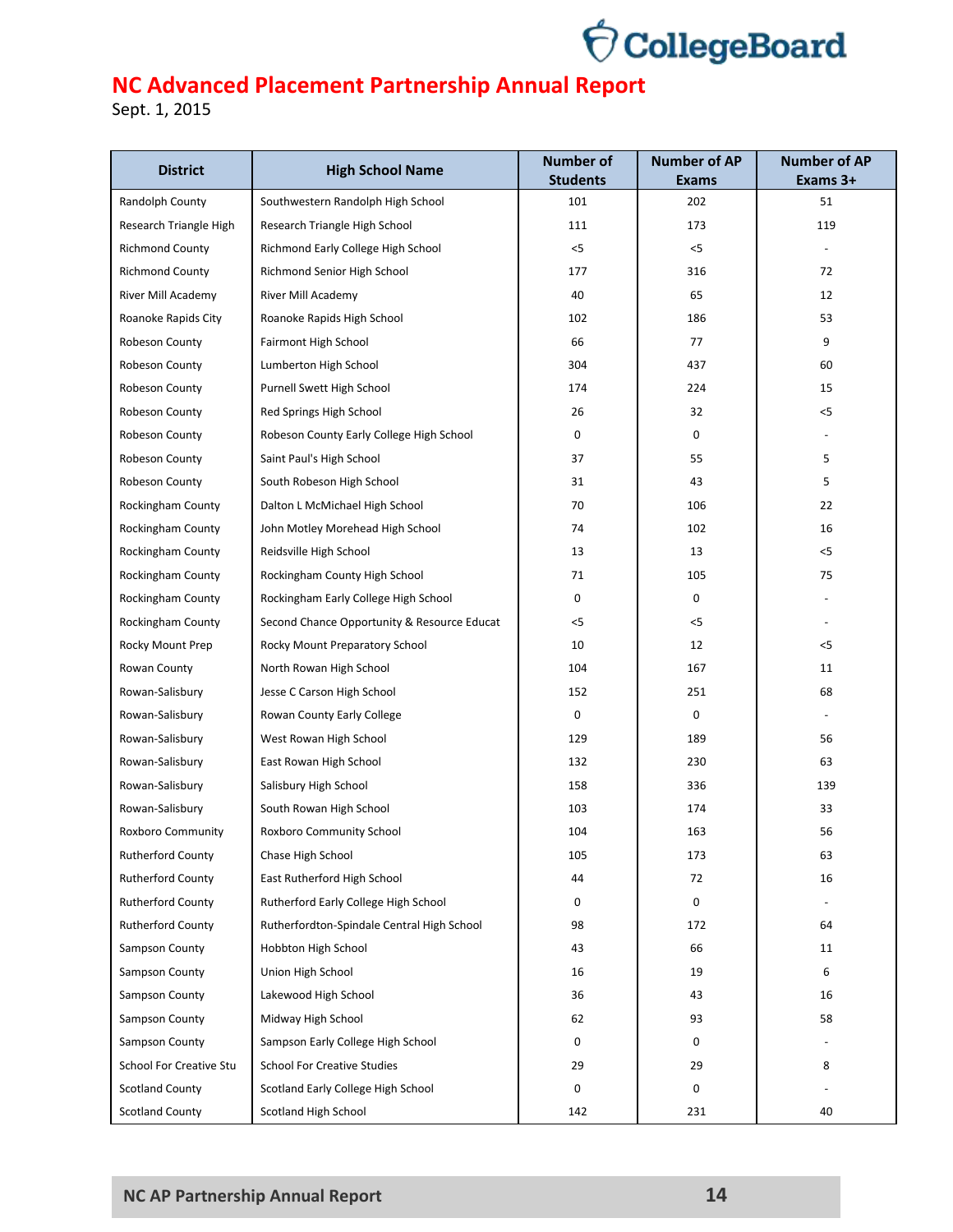# NC Advanced Placement Partnership Annual Report

Sept. 1, 2015

| District | High School Name | Number of Students | Number of AP Exams | Number of AP Exams 3+ |
|---|---|---|---|---|
| Randolph County | Southwestern Randolph High School | 101 | 202 | 51 |
| Research Triangle High | Research Triangle High School | 111 | 173 | 119 |
| Richmond County | Richmond Early College High School | <5 | <5 | - |
| Richmond County | Richmond Senior High School | 177 | 316 | 72 |
| River Mill Academy | River Mill Academy | 40 | 65 | 12 |
| Roanoke Rapids City | Roanoke Rapids High School | 102 | 186 | 53 |
| Robeson County | Fairmont High School | 66 | 77 | 9 |
| Robeson County | Lumberton High School | 304 | 437 | 60 |
| Robeson County | Purnell Swett High School | 174 | 224 | 15 |
| Robeson County | Red Springs High School | 26 | 32 | <5 |
| Robeson County | Robeson County Early College High School | 0 | 0 | - |
| Robeson County | Saint Paul's High School | 37 | 55 | 5 |
| Robeson County | South Robeson High School | 31 | 43 | 5 |
| Rockingham County | Dalton L McMichael High School | 70 | 106 | 22 |
| Rockingham County | John Motley Morehead High School | 74 | 102 | 16 |
| Rockingham County | Reidsville High School | 13 | 13 | <5 |
| Rockingham County | Rockingham County High School | 71 | 105 | 75 |
| Rockingham County | Rockingham Early College High School | 0 | 0 | - |
| Rockingham County | Second Chance Opportunity & Resource Educat | <5 | <5 | - |
| Rocky Mount Prep | Rocky Mount Preparatory School | 10 | 12 | <5 |
| Rowan County | North Rowan High School | 104 | 167 | 11 |
| Rowan-Salisbury | Jesse C Carson High School | 152 | 251 | 68 |
| Rowan-Salisbury | Rowan County Early College | 0 | 0 | - |
| Rowan-Salisbury | West Rowan High School | 129 | 189 | 56 |
| Rowan-Salisbury | East Rowan High School | 132 | 230 | 63 |
| Rowan-Salisbury | Salisbury High School | 158 | 336 | 139 |
| Rowan-Salisbury | South Rowan High School | 103 | 174 | 33 |
| Roxboro Community | Roxboro Community School | 104 | 163 | 56 |
| Rutherford County | Chase High School | 105 | 173 | 63 |
| Rutherford County | East Rutherford High School | 44 | 72 | 16 |
| Rutherford County | Rutherford Early College High School | 0 | 0 | - |
| Rutherford County | Rutherfordton-Spindale Central High School | 98 | 172 | 64 |
| Sampson County | Hobbton High School | 43 | 66 | 11 |
| Sampson County | Union High School | 16 | 19 | 6 |
| Sampson County | Lakewood High School | 36 | 43 | 16 |
| Sampson County | Midway High School | 62 | 93 | 58 |
| Sampson County | Sampson Early College High School | 0 | 0 | - |
| School For Creative Stu | School For Creative Studies | 29 | 29 | 8 |
| Scotland County | Scotland Early College High School | 0 | 0 | - |
| Scotland County | Scotland High School | 142 | 231 | 40 |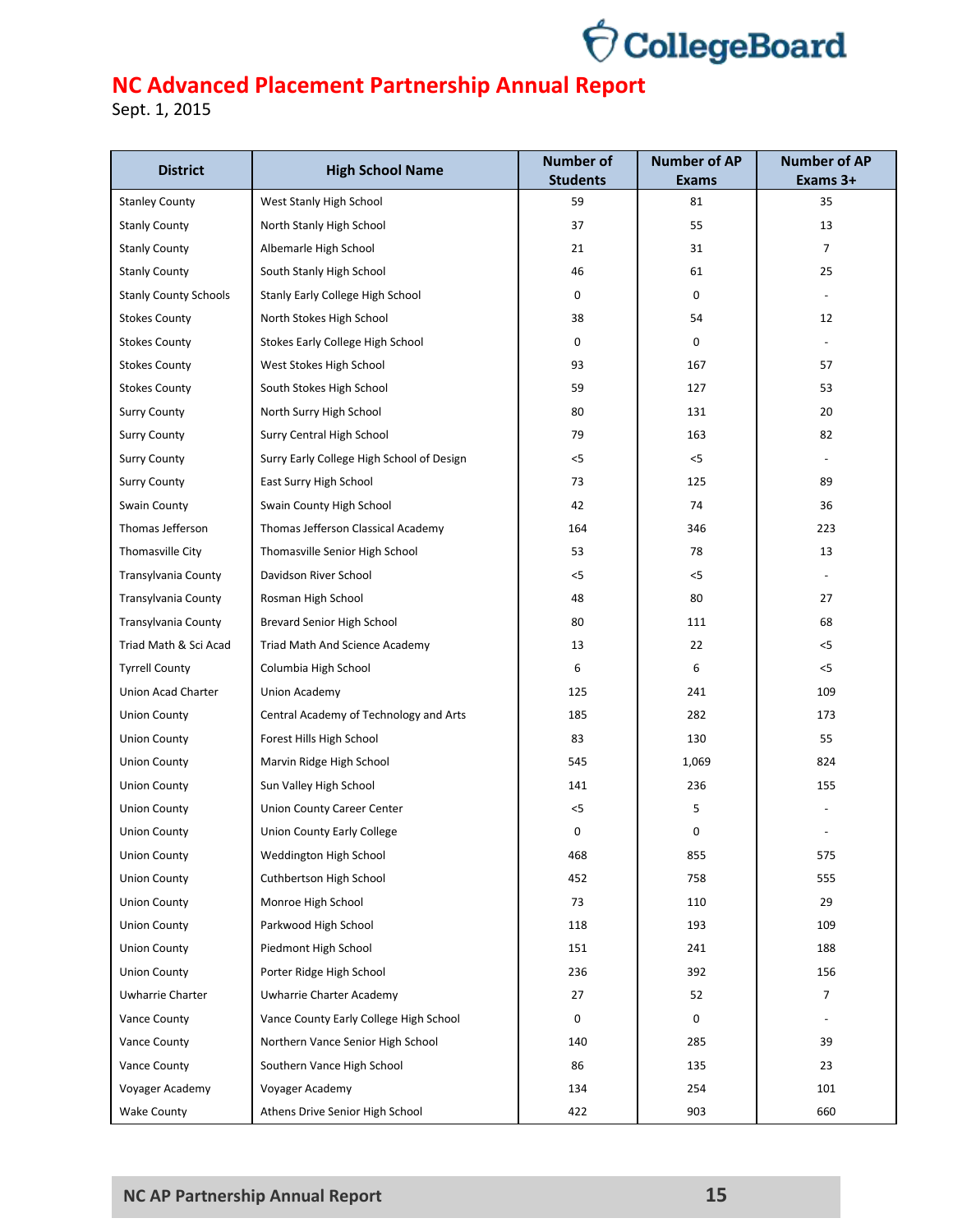# NC Advanced Placement Partnership Annual Report

Sept. 1, 2015

| District | High School Name | Number of Students | Number of AP Exams | Number of AP Exams 3+ |
|---|---|---|---|---|
| Stanley County | West Stanly High School | 59 | 81 | 35 |
| Stanly County | North Stanly High School | 37 | 55 | 13 |
| Stanly County | Albemarle High School | 21 | 31 | 7 |
| Stanly County | South Stanly High School | 46 | 61 | 25 |
| Stanly County Schools | Stanly Early College High School | 0 | 0 | - |
| Stokes County | North Stokes High School | 38 | 54 | 12 |
| Stokes County | Stokes Early College High School | 0 | 0 | - |
| Stokes County | West Stokes High School | 93 | 167 | 57 |
| Stokes County | South Stokes High School | 59 | 127 | 53 |
| Surry County | North Surry High School | 80 | 131 | 20 |
| Surry County | Surry Central High School | 79 | 163 | 82 |
| Surry County | Surry Early College High School of Design | <5 | <5 | - |
| Surry County | East Surry High School | 73 | 125 | 89 |
| Swain County | Swain County High School | 42 | 74 | 36 |
| Thomas Jefferson | Thomas Jefferson Classical Academy | 164 | 346 | 223 |
| Thomasville City | Thomasville Senior High School | 53 | 78 | 13 |
| Transylvania County | Davidson River School | <5 | <5 | - |
| Transylvania County | Rosman High School | 48 | 80 | 27 |
| Transylvania County | Brevard Senior High School | 80 | 111 | 68 |
| Triad Math & Sci Acad | Triad Math And Science Academy | 13 | 22 | <5 |
| Tyrrell County | Columbia High School | 6 | 6 | <5 |
| Union Acad Charter | Union Academy | 125 | 241 | 109 |
| Union County | Central Academy of Technology and Arts | 185 | 282 | 173 |
| Union County | Forest Hills High School | 83 | 130 | 55 |
| Union County | Marvin Ridge High School | 545 | 1,069 | 824 |
| Union County | Sun Valley High School | 141 | 236 | 155 |
| Union County | Union County Career Center | <5 | 5 | - |
| Union County | Union County Early College | 0 | 0 | - |
| Union County | Weddington High School | 468 | 855 | 575 |
| Union County | Cuthbertson High School | 452 | 758 | 555 |
| Union County | Monroe High School | 73 | 110 | 29 |
| Union County | Parkwood High School | 118 | 193 | 109 |
| Union County | Piedmont High School | 151 | 241 | 188 |
| Union County | Porter Ridge High School | 236 | 392 | 156 |
| Uwharrie Charter | Uwharrie Charter Academy | 27 | 52 | 7 |
| Vance County | Vance County Early College High School | 0 | 0 | - |
| Vance County | Northern Vance Senior High School | 140 | 285 | 39 |
| Vance County | Southern Vance High School | 86 | 135 | 23 |
| Voyager Academy | Voyager Academy | 134 | 254 | 101 |
| Wake County | Athens Drive Senior High School | 422 | 903 | 660 |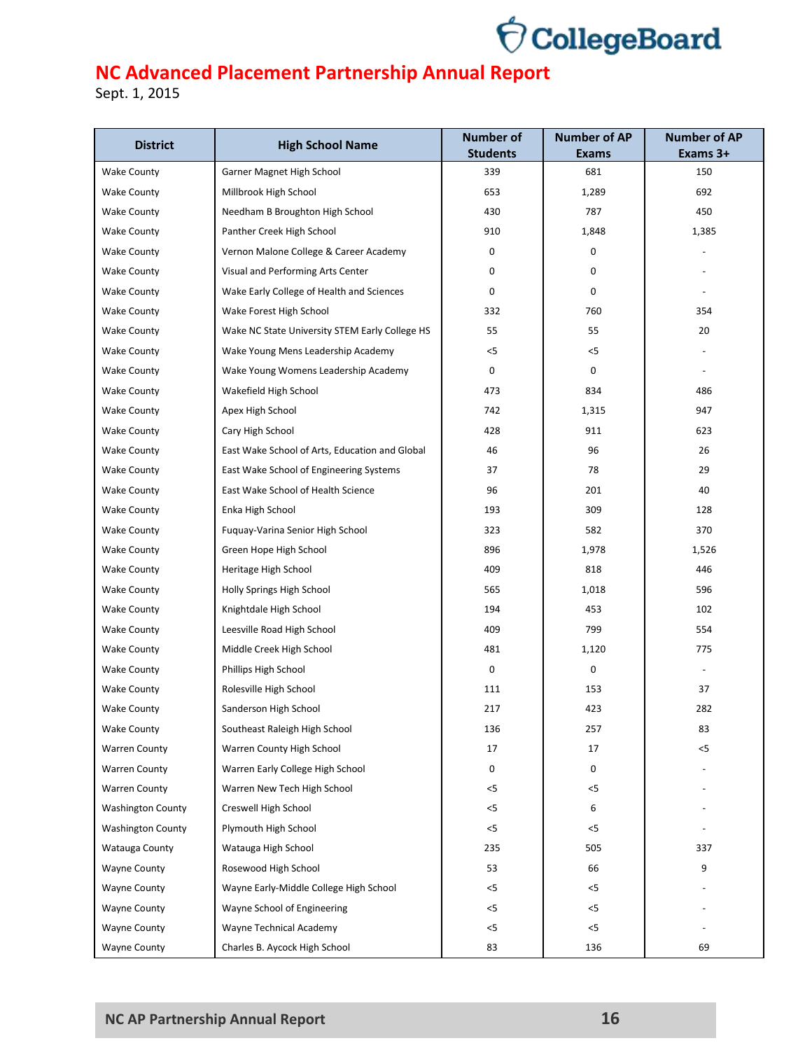# NC Advanced Placement Partnership Annual Report

Sept. 1, 2015

| District | High School Name | Number of Students | Number of AP Exams | Number of AP Exams 3+ |
|---|---|---|---|---|
| Wake County | Garner Magnet High School | 339 | 681 | 150 |
| Wake County | Millbrook High School | 653 | 1,289 | 692 |
| Wake County | Needham B Broughton High School | 430 | 787 | 450 |
| Wake County | Panther Creek High School | 910 | 1,848 | 1,385 |
| Wake County | Vernon Malone College & Career Academy | 0 | 0 | - |
| Wake County | Visual and Performing Arts Center | 0 | 0 | - |
| Wake County | Wake Early College of Health and Sciences | 0 | 0 | - |
| Wake County | Wake Forest High School | 332 | 760 | 354 |
| Wake County | Wake NC State University STEM Early College HS | 55 | 55 | 20 |
| Wake County | Wake Young Mens Leadership Academy | <5 | <5 | - |
| Wake County | Wake Young Womens Leadership Academy | 0 | 0 | - |
| Wake County | Wakefield High School | 473 | 834 | 486 |
| Wake County | Apex High School | 742 | 1,315 | 947 |
| Wake County | Cary High School | 428 | 911 | 623 |
| Wake County | East Wake School of Arts, Education and Global | 46 | 96 | 26 |
| Wake County | East Wake School of Engineering Systems | 37 | 78 | 29 |
| Wake County | East Wake School of Health Science | 96 | 201 | 40 |
| Wake County | Enka High School | 193 | 309 | 128 |
| Wake County | Fuquay-Varina Senior High School | 323 | 582 | 370 |
| Wake County | Green Hope High School | 896 | 1,978 | 1,526 |
| Wake County | Heritage High School | 409 | 818 | 446 |
| Wake County | Holly Springs High School | 565 | 1,018 | 596 |
| Wake County | Knightdale High School | 194 | 453 | 102 |
| Wake County | Leesville Road High School | 409 | 799 | 554 |
| Wake County | Middle Creek High School | 481 | 1,120 | 775 |
| Wake County | Phillips High School | 0 | 0 | - |
| Wake County | Rolesville High School | 111 | 153 | 37 |
| Wake County | Sanderson High School | 217 | 423 | 282 |
| Wake County | Southeast Raleigh High School | 136 | 257 | 83 |
| Warren County | Warren County High School | 17 | 17 | <5 |
| Warren County | Warren Early College High School | 0 | 0 | - |
| Warren County | Warren New Tech High School | <5 | <5 | - |
| Washington County | Creswell High School | <5 | 6 | - |
| Washington County | Plymouth High School | <5 | <5 | - |
| Watauga County | Watauga High School | 235 | 505 | 337 |
| Wayne County | Rosewood High School | 53 | 66 | 9 |
| Wayne County | Wayne Early-Middle College High School | <5 | <5 | - |
| Wayne County | Wayne School of Engineering | <5 | <5 | - |
| Wayne County | Wayne Technical Academy | <5 | <5 | - |
| Wayne County | Charles B. Aycock High School | 83 | 136 | 69 |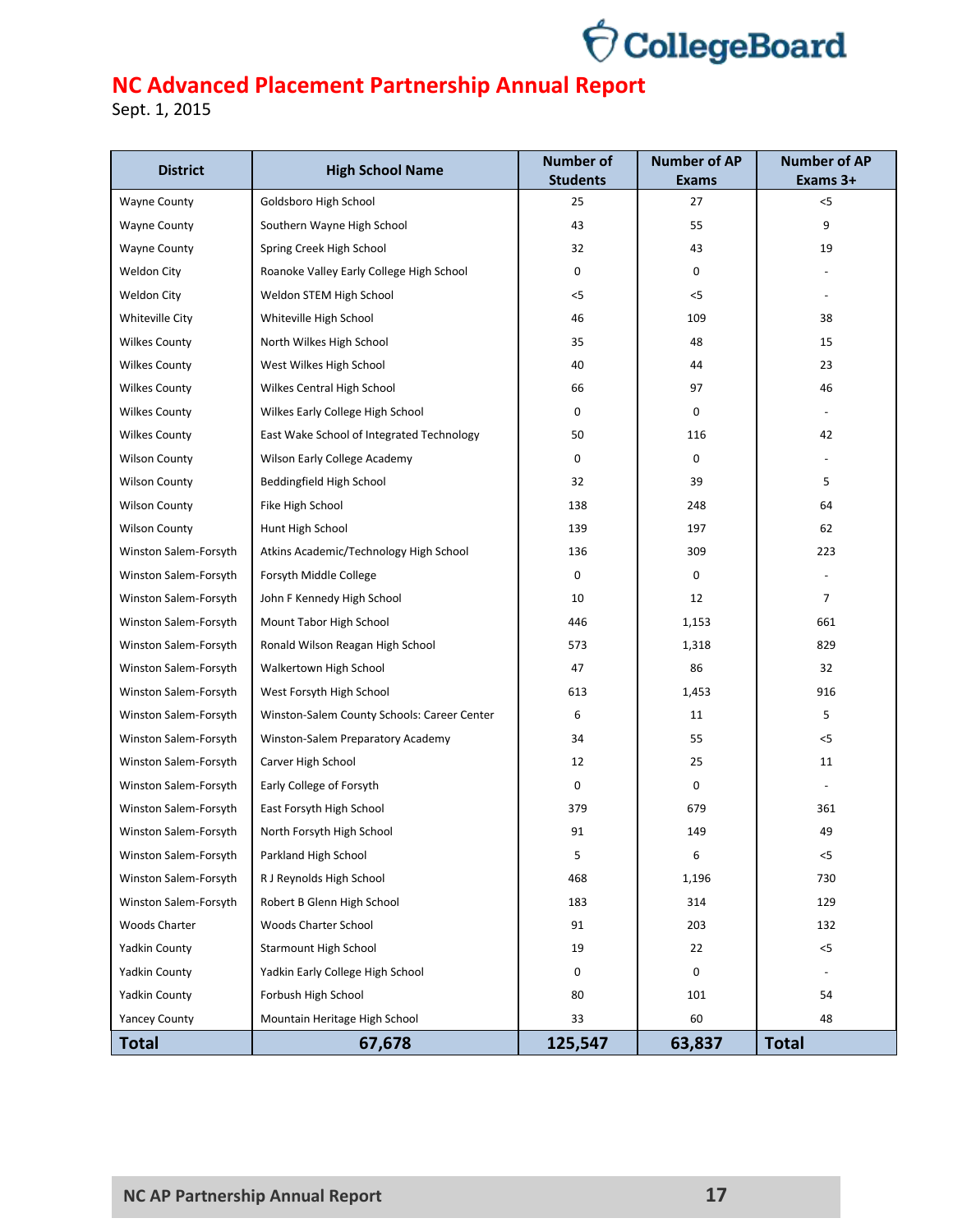## NC Advanced Placement Partnership Annual Report

Sept. 1, 2015

| District | High School Name | Number of Students | Number of AP Exams | Number of AP Exams 3+ |
|---|---|---|---|---|
| Wayne County | Goldsboro High School | 25 | 27 | <5 |
| Wayne County | Southern Wayne High School | 43 | 55 | 9 |
| Wayne County | Spring Creek High School | 32 | 43 | 19 |
| Weldon City | Roanoke Valley Early College High School | 0 | 0 | - |
| Weldon City | Weldon STEM High School | <5 | <5 | - |
| Whiteville City | Whiteville High School | 46 | 109 | 38 |
| Wilkes County | North Wilkes High School | 35 | 48 | 15 |
| Wilkes County | West Wilkes High School | 40 | 44 | 23 |
| Wilkes County | Wilkes Central High School | 66 | 97 | 46 |
| Wilkes County | Wilkes Early College High School | 0 | 0 | - |
| Wilkes County | East Wake School of Integrated Technology | 50 | 116 | 42 |
| Wilson County | Wilson Early College Academy | 0 | 0 | - |
| Wilson County | Beddingfield High School | 32 | 39 | 5 |
| Wilson County | Fike High School | 138 | 248 | 64 |
| Wilson County | Hunt High School | 139 | 197 | 62 |
| Winston Salem-Forsyth | Atkins Academic/Technology High School | 136 | 309 | 223 |
| Winston Salem-Forsyth | Forsyth Middle College | 0 | 0 | - |
| Winston Salem-Forsyth | John F Kennedy High School | 10 | 12 | 7 |
| Winston Salem-Forsyth | Mount Tabor High School | 446 | 1,153 | 661 |
| Winston Salem-Forsyth | Ronald Wilson Reagan High School | 573 | 1,318 | 829 |
| Winston Salem-Forsyth | Walkertown High School | 47 | 86 | 32 |
| Winston Salem-Forsyth | West Forsyth High School | 613 | 1,453 | 916 |
| Winston Salem-Forsyth | Winston-Salem County Schools: Career Center | 6 | 11 | 5 |
| Winston Salem-Forsyth | Winston-Salem Preparatory Academy | 34 | 55 | <5 |
| Winston Salem-Forsyth | Carver High School | 12 | 25 | 11 |
| Winston Salem-Forsyth | Early College of Forsyth | 0 | 0 | - |
| Winston Salem-Forsyth | East Forsyth High School | 379 | 679 | 361 |
| Winston Salem-Forsyth | North Forsyth High School | 91 | 149 | 49 |
| Winston Salem-Forsyth | Parkland High School | 5 | 6 | <5 |
| Winston Salem-Forsyth | R J Reynolds High School | 468 | 1,196 | 730 |
| Winston Salem-Forsyth | Robert B Glenn High School | 183 | 314 | 129 |
| Woods Charter | Woods Charter School | 91 | 203 | 132 |
| Yadkin County | Starmount High School | 19 | 22 | <5 |
| Yadkin County | Yadkin Early College High School | 0 | 0 | - |
| Yadkin County | Forbush High School | 80 | 101 | 54 |
| Yancey County | Mountain Heritage High School | 33 | 60 | 48 |
| **Total** | **67,678** | **125,547** | **63,837** | **Total** |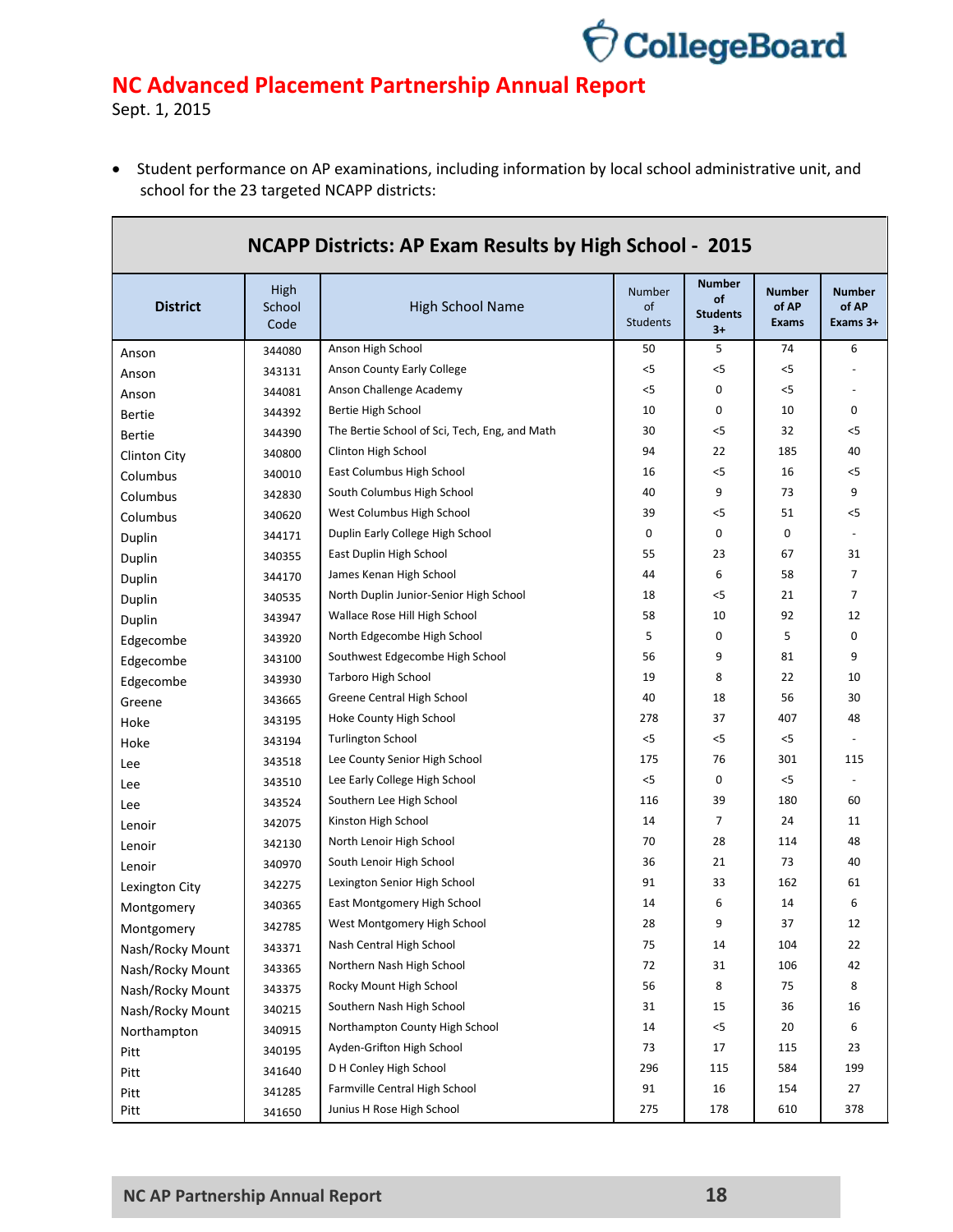# NC Advanced Placement Partnership Annual Report

Sept. 1, 2015

- Student performance on AP examinations, including information by local school administrative unit, and school for the 23 targeted NCAPP districts:

| NCAPP Districts: AP Exam Results by High School - 2015 | | | | | | |
|---|---|---|---|---|---|---|
| **District** | High School Code | High School Name | Number of Students | **Number of Students 3+** | **Number of AP Exams** | **Number of AP Exams 3+** |
| Anson | 344080 | Anson High School | 50 | 5 | 74 | 6 |
| Anson | 343131 | Anson County Early College | <5 | <5 | <5 | - |
| Anson | 344081 | Anson Challenge Academy | <5 | 0 | <5 | - |
| Bertie | 344392 | Bertie High School | 10 | 0 | 10 | 0 |
| Bertie | 344390 | The Bertie School of Sci, Tech, Eng, and Math | 30 | <5 | 32 | <5 |
| Clinton City | 340800 | Clinton High School | 94 | 22 | 185 | 40 |
| Columbus | 340010 | East Columbus High School | 16 | <5 | 16 | <5 |
| Columbus | 342830 | South Columbus High School | 40 | 9 | 73 | 9 |
| Columbus | 340620 | West Columbus High School | 39 | <5 | 51 | <5 |
| Duplin | 344171 | Duplin Early College High School | 0 | 0 | 0 | - |
| Duplin | 340355 | East Duplin High School | 55 | 23 | 67 | 31 |
| Duplin | 344170 | James Kenan High School | 44 | 6 | 58 | 7 |
| Duplin | 340535 | North Duplin Junior-Senior High School | 18 | <5 | 21 | 7 |
| Duplin | 343947 | Wallace Rose Hill High School | 58 | 10 | 92 | 12 |
| Edgecombe | 343920 | North Edgecombe High School | 5 | 0 | 5 | 0 |
| Edgecombe | 343100 | Southwest Edgecombe High School | 56 | 9 | 81 | 9 |
| Edgecombe | 343930 | Tarboro High School | 19 | 8 | 22 | 10 |
| Greene | 343665 | Greene Central High School | 40 | 18 | 56 | 30 |
| Hoke | 343195 | Hoke County High School | 278 | 37 | 407 | 48 |
| Hoke | 343194 | Turlington School | <5 | <5 | <5 | - |
| Lee | 343518 | Lee County Senior High School | 175 | 76 | 301 | 115 |
| Lee | 343510 | Lee Early College High School | <5 | 0 | <5 | - |
| Lee | 343524 | Southern Lee High School | 116 | 39 | 180 | 60 |
| Lenoir | 342075 | Kinston High School | 14 | 7 | 24 | 11 |
| Lenoir | 342130 | North Lenoir High School | 70 | 28 | 114 | 48 |
| Lenoir | 340970 | South Lenoir High School | 36 | 21 | 73 | 40 |
| Lexington City | 342275 | Lexington Senior High School | 91 | 33 | 162 | 61 |
| Montgomery | 340365 | East Montgomery High School | 14 | 6 | 14 | 6 |
| Montgomery | 342785 | West Montgomery High School | 28 | 9 | 37 | 12 |
| Nash/Rocky Mount | 343371 | Nash Central High School | 75 | 14 | 104 | 22 |
| Nash/Rocky Mount | 343365 | Northern Nash High School | 72 | 31 | 106 | 42 |
| Nash/Rocky Mount | 343375 | Rocky Mount High School | 56 | 8 | 75 | 8 |
| Nash/Rocky Mount | 340215 | Southern Nash High School | 31 | 15 | 36 | 16 |
| Northampton | 340915 | Northampton County High School | 14 | <5 | 20 | 6 |
| Pitt | 340195 | Ayden-Grifton High School | 73 | 17 | 115 | 23 |
| Pitt | 341640 | D H Conley High School | 296 | 115 | 584 | 199 |
| Pitt | 341285 | Farmville Central High School | 91 | 16 | 154 | 27 |
| Pitt | 341650 | Junius H Rose High School | 275 | 178 | 610 | 378 |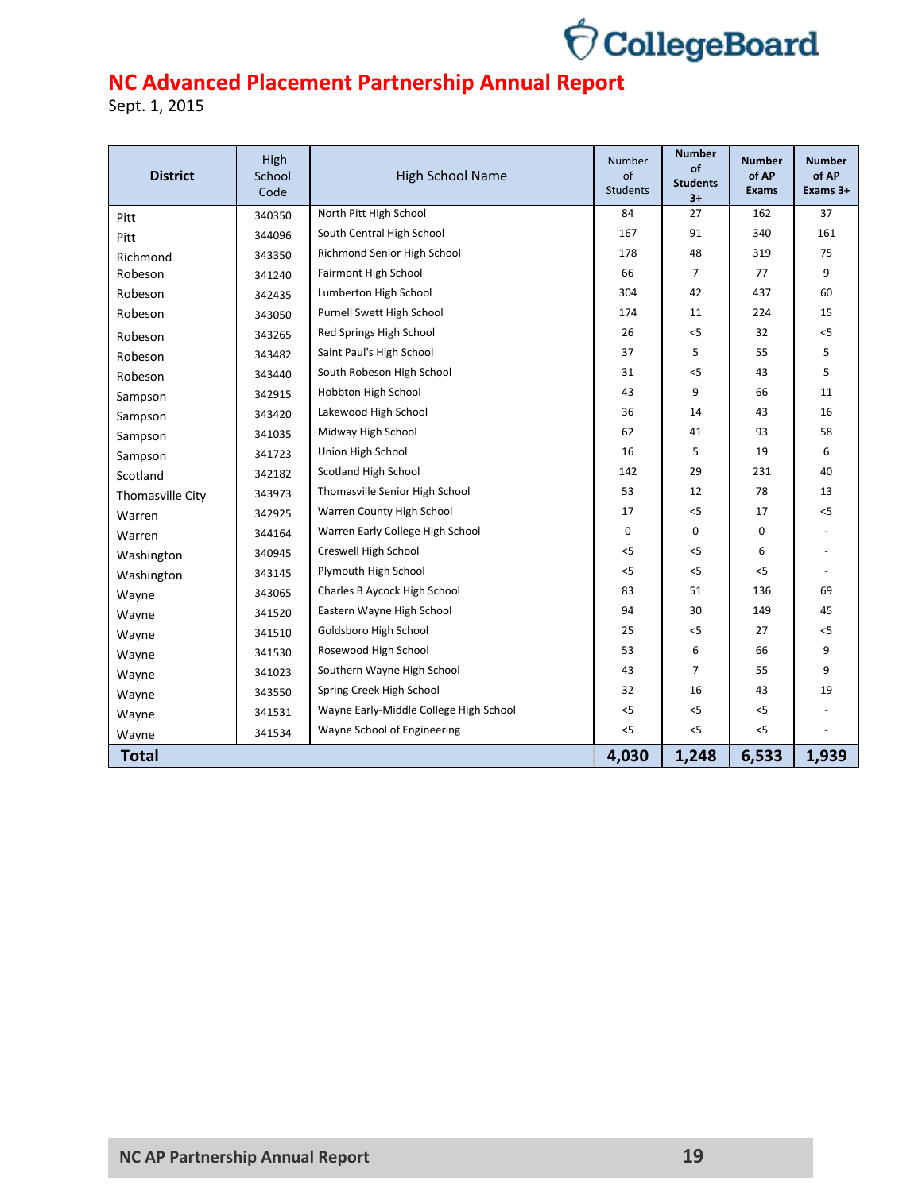# NC Advanced Placement Partnership Annual Report

Sept. 1, 2015

| District | High School Code | High School Name | Number of Students | Number of Students 3+ | Number of AP Exams | Number of AP Exams 3+ |
|---|---|---|---|---|---|---|
| Pitt | 340350 | North Pitt High School | 84 | 27 | 162 | 37 |
| Pitt | 344096 | South Central High School | 167 | 91 | 340 | 161 |
| Richmond | 343350 | Richmond Senior High School | 178 | 48 | 319 | 75 |
| Robeson | 341240 | Fairmont High School | 66 | 7 | 77 | 9 |
| Robeson | 342435 | Lumberton High School | 304 | 42 | 437 | 60 |
| Robeson | 343050 | Purnell Swett High School | 174 | 11 | 224 | 15 |
| Robeson | 343265 | Red Springs High School | 26 | <5 | 32 | <5 |
| Robeson | 343482 | Saint Paul's High School | 37 | 5 | 55 | 5 |
| Robeson | 343440 | South Robeson High School | 31 | <5 | 43 | 5 |
| Sampson | 342915 | Hobbton High School | 43 | 9 | 66 | 11 |
| Sampson | 343420 | Lakewood High School | 36 | 14 | 43 | 16 |
| Sampson | 341035 | Midway High School | 62 | 41 | 93 | 58 |
| Sampson | 341723 | Union High School | 16 | 5 | 19 | 6 |
| Scotland | 342182 | Scotland High School | 142 | 29 | 231 | 40 |
| Thomasville City | 343973 | Thomasville Senior High School | 53 | 12 | 78 | 13 |
| Warren | 342925 | Warren County High School | 17 | <5 | 17 | <5 |
| Warren | 344164 | Warren Early College High School | 0 | 0 | 0 | - |
| Washington | 340945 | Creswell High School | <5 | <5 | 6 | - |
| Washington | 343145 | Plymouth High School | <5 | <5 | <5 | - |
| Wayne | 343065 | Charles B Aycock High School | 83 | 51 | 136 | 69 |
| Wayne | 341520 | Eastern Wayne High School | 94 | 30 | 149 | 45 |
| Wayne | 341510 | Goldsboro High School | 25 | <5 | 27 | <5 |
| Wayne | 341530 | Rosewood High School | 53 | 6 | 66 | 9 |
| Wayne | 341023 | Southern Wayne High School | 43 | 7 | 55 | 9 |
| Wayne | 343550 | Spring Creek High School | 32 | 16 | 43 | 19 |
| Wayne | 341531 | Wayne Early-Middle College High School | <5 | <5 | <5 | - |
| Wayne | 341534 | Wayne School of Engineering | <5 | <5 | <5 | - |
| **Total** | | | **4,030** | **1,248** | **6,533** | **1,939** |